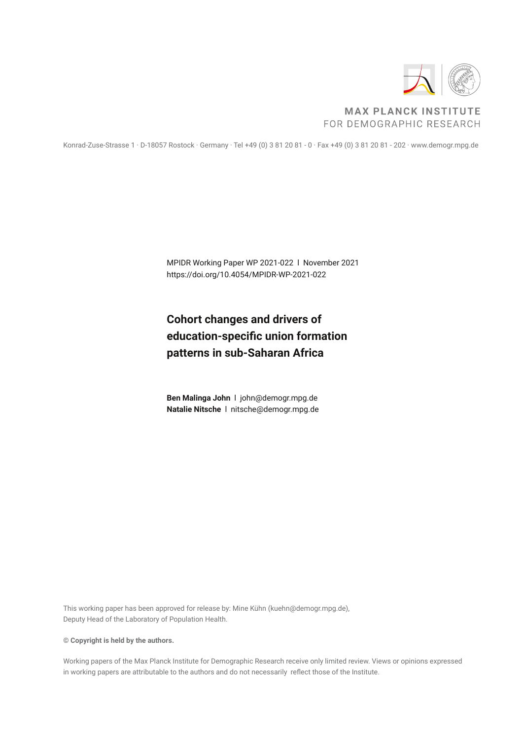MAX PLANCK INSTITUTE
FOR DEMOGRAPHIC RESEARCH

Konrad-Zuse-Strasse 1 · D-18057 Rostock · Germany · Tel +49 (0) 3 81 20 81 - 0 · Fax +49 (0) 3 81 20 81 - 202 · www.demogr.mpg.de

MPIDR Working Paper WP 2021-022 I November 2021
https://doi.org/10.4054/MPIDR-WP-2021-022

# Cohort changes and drivers of education-specific union formation patterns in sub-Saharan Africa

**Ben Malinga John** I john@demogr.mpg.de
**Natalie Nitsche** I nitsche@demogr.mpg.de

This working paper has been approved for release by: Mine Kühn (kuehn@demogr.mpg.de), Deputy Head of the Laboratory of Population Health.

© **Copyright is held by the authors.**

Working papers of the Max Planck Institute for Demographic Research receive only limited review. Views or opinions expressed in working papers are attributable to the authors and do not necessarily reflect those of the Institute.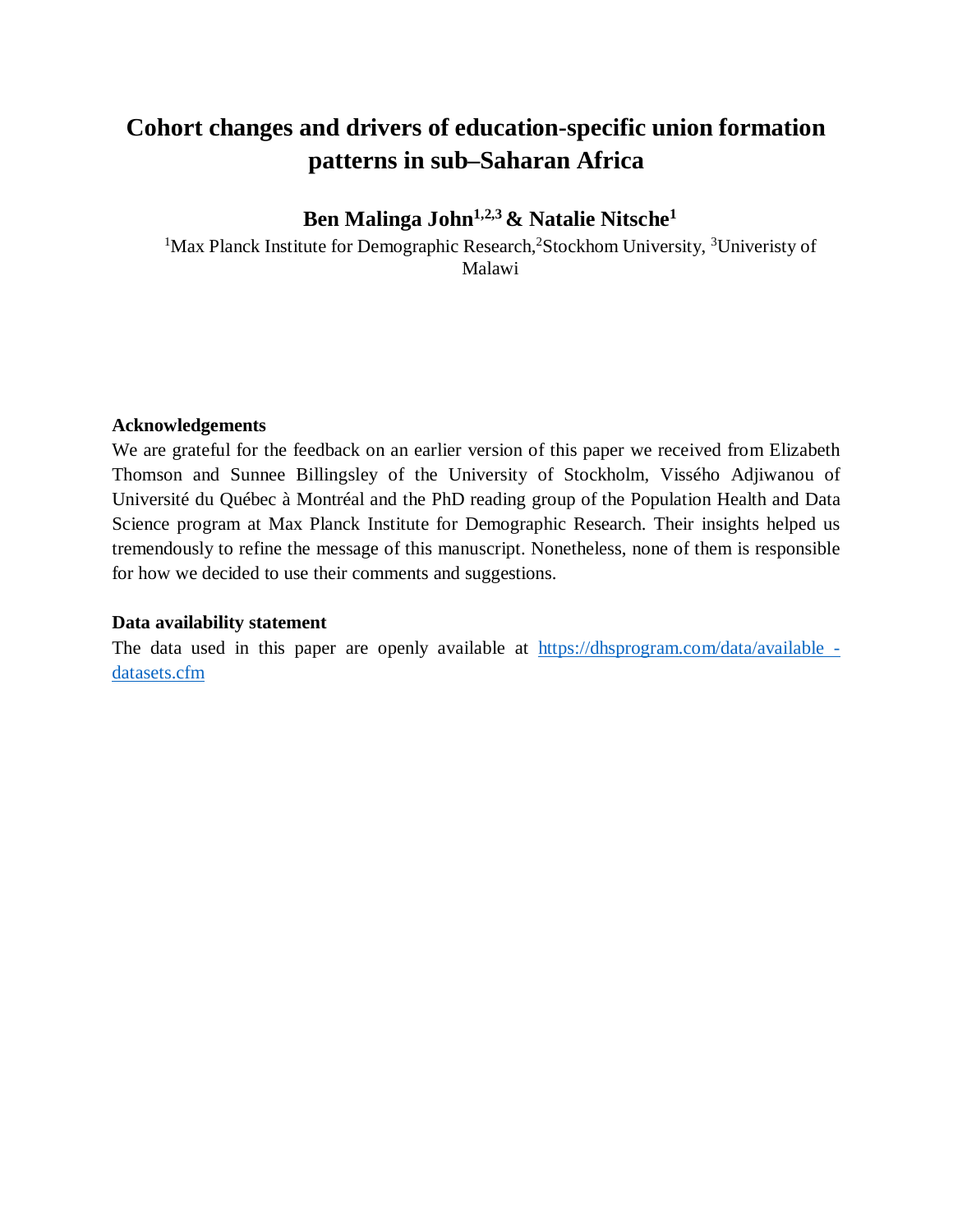# Cohort changes and drivers of education-specific union formation patterns in sub–Saharan Africa

**Ben Malinga John[1,2,3] & Natalie Nitsche[1]**

[1]Max Planck Institute for Demographic Research,[2]Stockhom University, [3]Univeristy of Malawi

### Acknowledgements

We are grateful for the feedback on an earlier version of this paper we received from Elizabeth Thomson and Sunnee Billingsley of the University of Stockholm, Viséého Adjiwanou of Université du Québec à Montréal and the PhD reading group of the Population Health and Data Science program at Max Planck Institute for Demographic Research. Their insights helped us tremendously to refine the message of this manuscript. Nonetheless, none of them is responsible for how we decided to use their comments and suggestions.

### Data availability statement

The data used in this paper are openly available at https://dhsprogram.com/data/available -datasets.cfm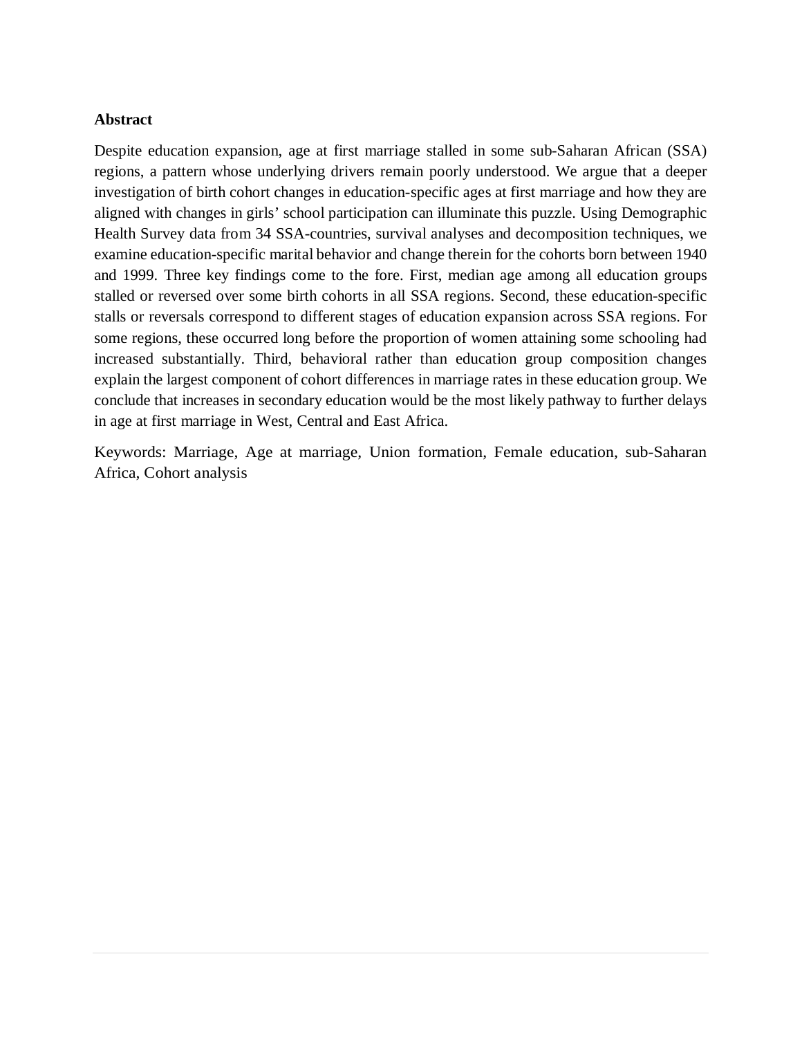**Abstract**

Despite education expansion, age at first marriage stalled in some sub-Saharan African (SSA) regions, a pattern whose underlying drivers remain poorly understood. We argue that a deeper investigation of birth cohort changes in education-specific ages at first marriage and how they are aligned with changes in girls' school participation can illuminate this puzzle. Using Demographic Health Survey data from 34 SSA-countries, survival analyses and decomposition techniques, we examine education-specific marital behavior and change therein for the cohorts born between 1940 and 1999. Three key findings come to the fore. First, median age among all education groups stalled or reversed over some birth cohorts in all SSA regions. Second, these education-specific stalls or reversals correspond to different stages of education expansion across SSA regions. For some regions, these occurred long before the proportion of women attaining some schooling had increased substantially. Third, behavioral rather than education group composition changes explain the largest component of cohort differences in marriage rates in these education group. We conclude that increases in secondary education would be the most likely pathway to further delays in age at first marriage in West, Central and East Africa.

Keywords: Marriage, Age at marriage, Union formation, Female education, sub-Saharan Africa, Cohort analysis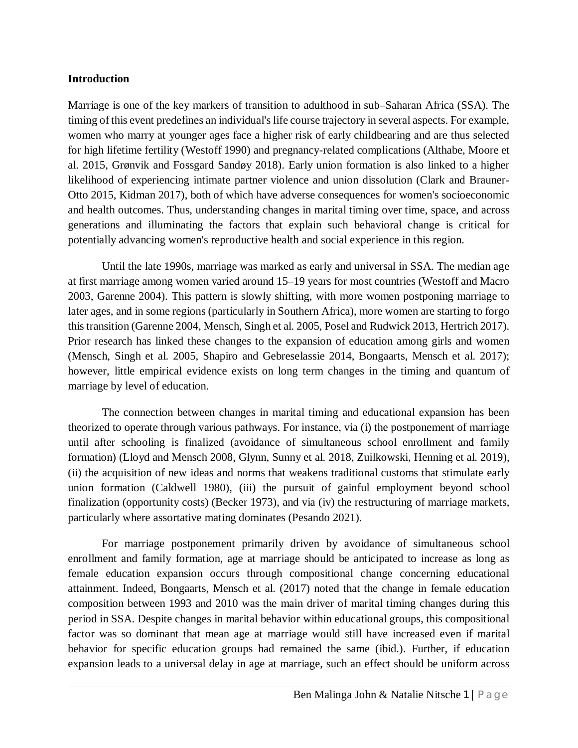## Introduction

Marriage is one of the key markers of transition to adulthood in sub–Saharan Africa (SSA). The timing of this event predefines an individual's life course trajectory in several aspects. For example, women who marry at younger ages face a higher risk of early childbearing and are thus selected for high lifetime fertility (Westoff 1990) and pregnancy-related complications (Althabe, Moore et al. 2015, Grønvik and Fossgard Sandøy 2018). Early union formation is also linked to a higher likelihood of experiencing intimate partner violence and union dissolution (Clark and Brauner-Otto 2015, Kidman 2017), both of which have adverse consequences for women's socioeconomic and health outcomes. Thus, understanding changes in marital timing over time, space, and across generations and illuminating the factors that explain such behavioral change is critical for potentially advancing women's reproductive health and social experience in this region.

Until the late 1990s, marriage was marked as early and universal in SSA. The median age at first marriage among women varied around 15–19 years for most countries (Westoff and Macro 2003, Garenne 2004). This pattern is slowly shifting, with more women postponing marriage to later ages, and in some regions (particularly in Southern Africa), more women are starting to forgo this transition (Garenne 2004, Mensch, Singh et al. 2005, Posel and Rudwick 2013, Hertrich 2017). Prior research has linked these changes to the expansion of education among girls and women (Mensch, Singh et al. 2005, Shapiro and Gebreselassie 2014, Bongaarts, Mensch et al. 2017); however, little empirical evidence exists on long term changes in the timing and quantum of marriage by level of education.

The connection between changes in marital timing and educational expansion has been theorized to operate through various pathways. For instance, via (i) the postponement of marriage until after schooling is finalized (avoidance of simultaneous school enrollment and family formation) (Lloyd and Mensch 2008, Glynn, Sunny et al. 2018, Zuilkowski, Henning et al. 2019), (ii) the acquisition of new ideas and norms that weakens traditional customs that stimulate early union formation (Caldwell 1980), (iii) the pursuit of gainful employment beyond school finalization (opportunity costs) (Becker 1973), and via (iv) the restructuring of marriage markets, particularly where assortative mating dominates (Pesando 2021).

For marriage postponement primarily driven by avoidance of simultaneous school enrollment and family formation, age at marriage should be anticipated to increase as long as female education expansion occurs through compositional change concerning educational attainment. Indeed, Bongaarts, Mensch et al. (2017) noted that the change in female education composition between 1993 and 2010 was the main driver of marital timing changes during this period in SSA. Despite changes in marital behavior within educational groups, this compositional factor was so dominant that mean age at marriage would still have increased even if marital behavior for specific education groups had remained the same (ibid.). Further, if education expansion leads to a universal delay in age at marriage, such an effect should be uniform across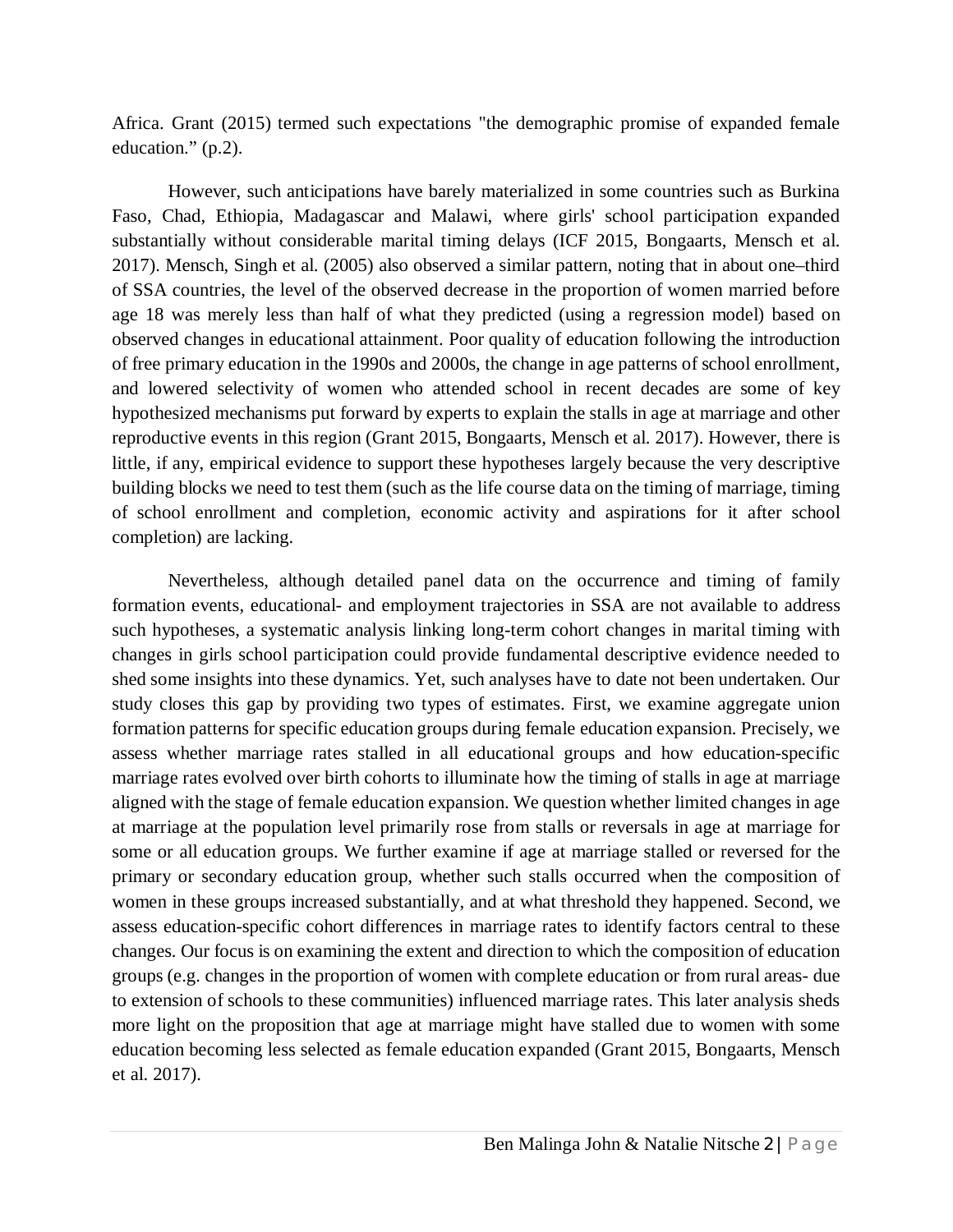Africa. Grant (2015) termed such expectations "the demographic promise of expanded female education." (p.2).

However, such anticipations have barely materialized in some countries such as Burkina Faso, Chad, Ethiopia, Madagascar and Malawi, where girls' school participation expanded substantially without considerable marital timing delays (ICF 2015, Bongaarts, Mensch et al. 2017). Mensch, Singh et al. (2005) also observed a similar pattern, noting that in about one–third of SSA countries, the level of the observed decrease in the proportion of women married before age 18 was merely less than half of what they predicted (using a regression model) based on observed changes in educational attainment. Poor quality of education following the introduction of free primary education in the 1990s and 2000s, the change in age patterns of school enrollment, and lowered selectivity of women who attended school in recent decades are some of key hypothesized mechanisms put forward by experts to explain the stalls in age at marriage and other reproductive events in this region (Grant 2015, Bongaarts, Mensch et al. 2017). However, there is little, if any, empirical evidence to support these hypotheses largely because the very descriptive building blocks we need to test them (such as the life course data on the timing of marriage, timing of school enrollment and completion, economic activity and aspirations for it after school completion) are lacking.

Nevertheless, although detailed panel data on the occurrence and timing of family formation events, educational- and employment trajectories in SSA are not available to address such hypotheses, a systematic analysis linking long-term cohort changes in marital timing with changes in girls school participation could provide fundamental descriptive evidence needed to shed some insights into these dynamics. Yet, such analyses have to date not been undertaken. Our study closes this gap by providing two types of estimates. First, we examine aggregate union formation patterns for specific education groups during female education expansion. Precisely, we assess whether marriage rates stalled in all educational groups and how education-specific marriage rates evolved over birth cohorts to illuminate how the timing of stalls in age at marriage aligned with the stage of female education expansion. We question whether limited changes in age at marriage at the population level primarily rose from stalls or reversals in age at marriage for some or all education groups. We further examine if age at marriage stalled or reversed for the primary or secondary education group, whether such stalls occurred when the composition of women in these groups increased substantially, and at what threshold they happened. Second, we assess education-specific cohort differences in marriage rates to identify factors central to these changes. Our focus is on examining the extent and direction to which the composition of education groups (e.g. changes in the proportion of women with complete education or from rural areas- due to extension of schools to these communities) influenced marriage rates. This later analysis sheds more light on the proposition that age at marriage might have stalled due to women with some education becoming less selected as female education expanded (Grant 2015, Bongaarts, Mensch et al. 2017).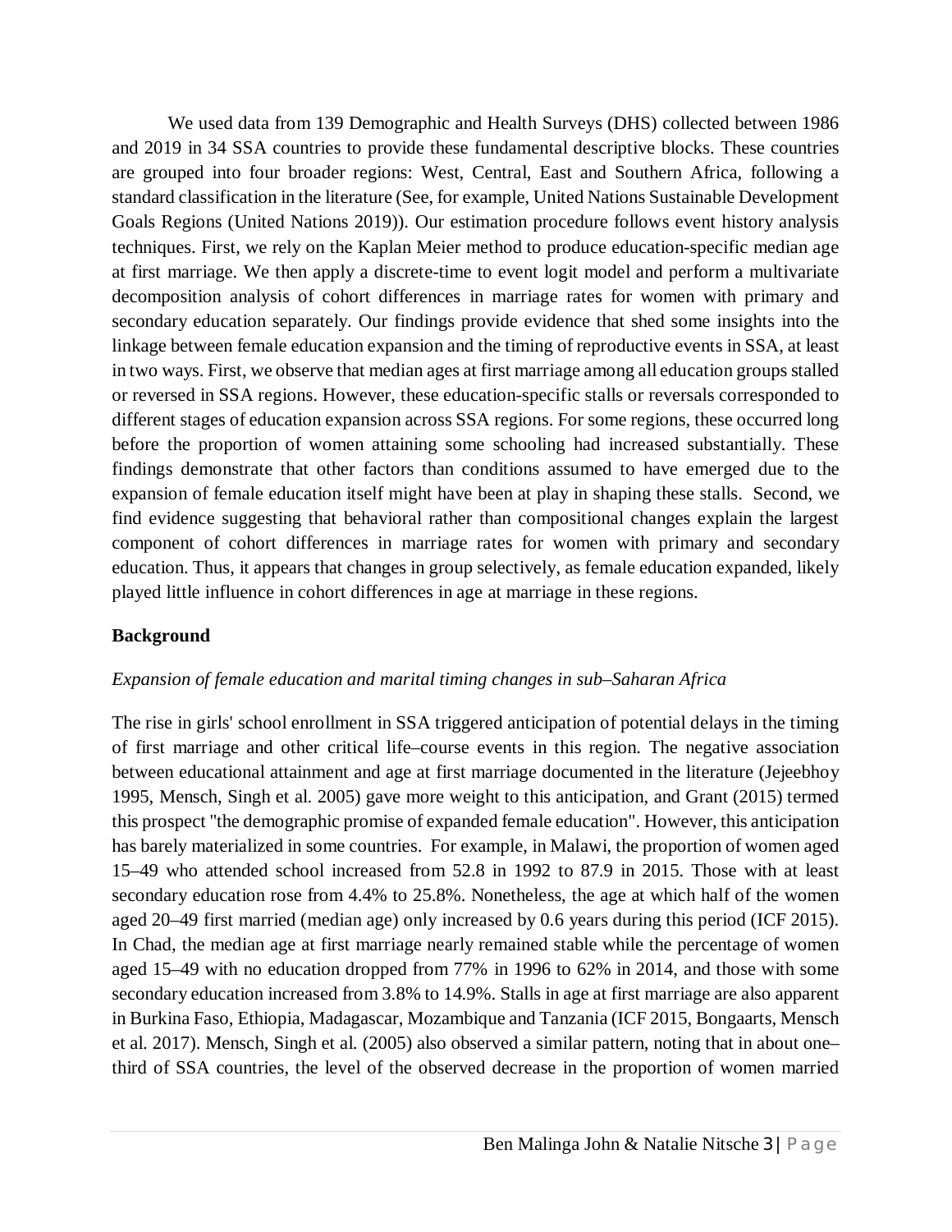We used data from 139 Demographic and Health Surveys (DHS) collected between 1986 and 2019 in 34 SSA countries to provide these fundamental descriptive blocks. These countries are grouped into four broader regions: West, Central, East and Southern Africa, following a standard classification in the literature (See, for example, United Nations Sustainable Development Goals Regions (United Nations 2019)). Our estimation procedure follows event history analysis techniques. First, we rely on the Kaplan Meier method to produce education-specific median age at first marriage. We then apply a discrete-time to event logit model and perform a multivariate decomposition analysis of cohort differences in marriage rates for women with primary and secondary education separately. Our findings provide evidence that shed some insights into the linkage between female education expansion and the timing of reproductive events in SSA, at least in two ways. First, we observe that median ages at first marriage among all education groups stalled or reversed in SSA regions. However, these education-specific stalls or reversals corresponded to different stages of education expansion across SSA regions. For some regions, these occurred long before the proportion of women attaining some schooling had increased substantially. These findings demonstrate that other factors than conditions assumed to have emerged due to the expansion of female education itself might have been at play in shaping these stalls. Second, we find evidence suggesting that behavioral rather than compositional changes explain the largest component of cohort differences in marriage rates for women with primary and secondary education. Thus, it appears that changes in group selectively, as female education expanded, likely played little influence in cohort differences in age at marriage in these regions.

## Background

### *Expansion of female education and marital timing changes in sub–Saharan Africa*

The rise in girls' school enrollment in SSA triggered anticipation of potential delays in the timing of first marriage and other critical life–course events in this region. The negative association between educational attainment and age at first marriage documented in the literature (Jejeebhoy 1995, Mensch, Singh et al. 2005) gave more weight to this anticipation, and Grant (2015) termed this prospect "the demographic promise of expanded female education". However, this anticipation has barely materialized in some countries. For example, in Malawi, the proportion of women aged 15–49 who attended school increased from 52.8 in 1992 to 87.9 in 2015. Those with at least secondary education rose from 4.4% to 25.8%. Nonetheless, the age at which half of the women aged 20–49 first married (median age) only increased by 0.6 years during this period (ICF 2015). In Chad, the median age at first marriage nearly remained stable while the percentage of women aged 15–49 with no education dropped from 77% in 1996 to 62% in 2014, and those with some secondary education increased from 3.8% to 14.9%. Stalls in age at first marriage are also apparent in Burkina Faso, Ethiopia, Madagascar, Mozambique and Tanzania (ICF 2015, Bongaarts, Mensch et al. 2017). Mensch, Singh et al. (2005) also observed a similar pattern, noting that in about one–third of SSA countries, the level of the observed decrease in the proportion of women married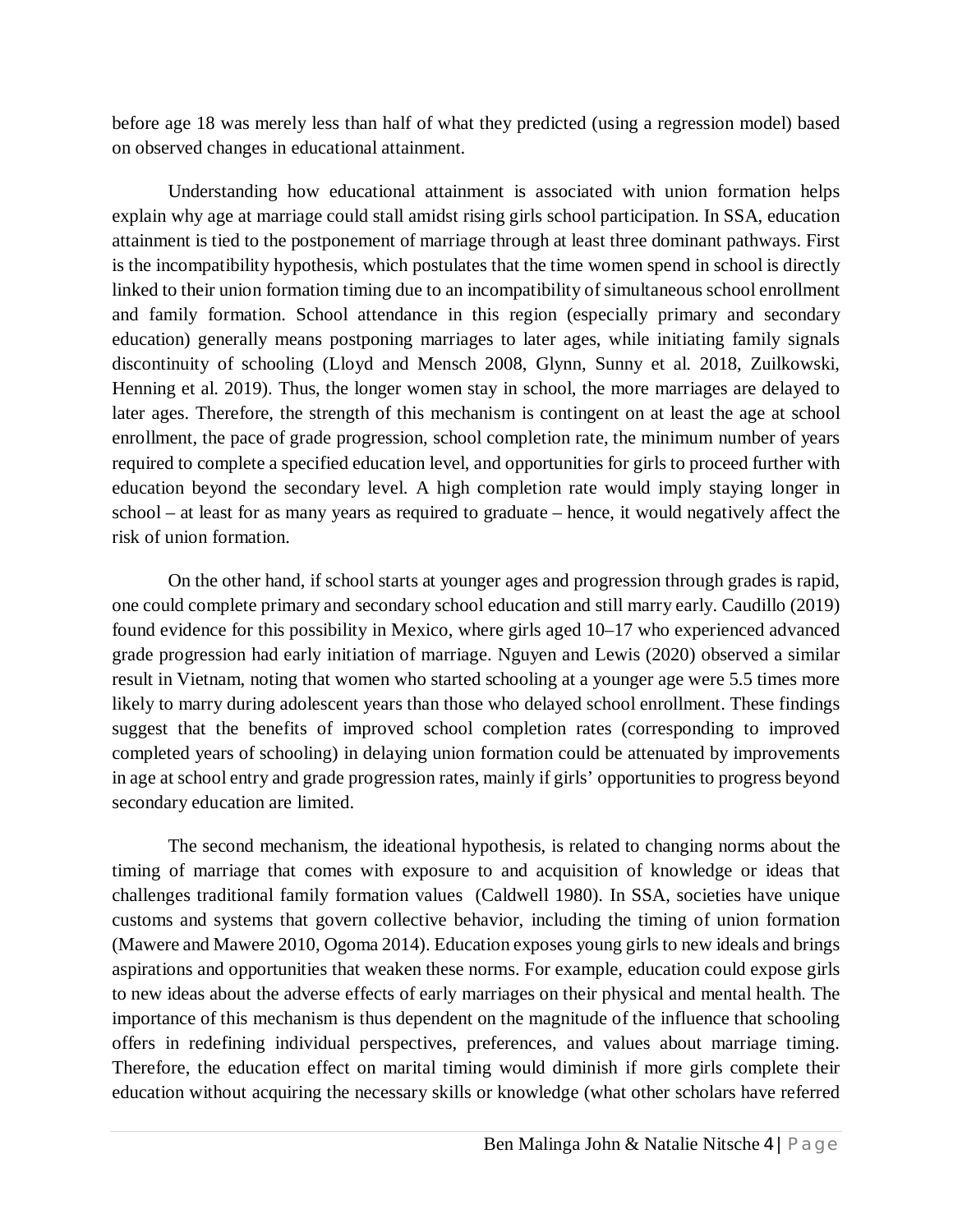before age 18 was merely less than half of what they predicted (using a regression model) based on observed changes in educational attainment.

Understanding how educational attainment is associated with union formation helps explain why age at marriage could stall amidst rising girls school participation. In SSA, education attainment is tied to the postponement of marriage through at least three dominant pathways. First is the incompatibility hypothesis, which postulates that the time women spend in school is directly linked to their union formation timing due to an incompatibility of simultaneous school enrollment and family formation. School attendance in this region (especially primary and secondary education) generally means postponing marriages to later ages, while initiating family signals discontinuity of schooling (Lloyd and Mensch 2008, Glynn, Sunny et al. 2018, Zuilkowski, Henning et al. 2019). Thus, the longer women stay in school, the more marriages are delayed to later ages. Therefore, the strength of this mechanism is contingent on at least the age at school enrollment, the pace of grade progression, school completion rate, the minimum number of years required to complete a specified education level, and opportunities for girls to proceed further with education beyond the secondary level. A high completion rate would imply staying longer in school – at least for as many years as required to graduate – hence, it would negatively affect the risk of union formation.

On the other hand, if school starts at younger ages and progression through grades is rapid, one could complete primary and secondary school education and still marry early. Caudillo (2019) found evidence for this possibility in Mexico, where girls aged 10–17 who experienced advanced grade progression had early initiation of marriage. Nguyen and Lewis (2020) observed a similar result in Vietnam, noting that women who started schooling at a younger age were 5.5 times more likely to marry during adolescent years than those who delayed school enrollment. These findings suggest that the benefits of improved school completion rates (corresponding to improved completed years of schooling) in delaying union formation could be attenuated by improvements in age at school entry and grade progression rates, mainly if girls' opportunities to progress beyond secondary education are limited.

The second mechanism, the ideational hypothesis, is related to changing norms about the timing of marriage that comes with exposure to and acquisition of knowledge or ideas that challenges traditional family formation values (Caldwell 1980). In SSA, societies have unique customs and systems that govern collective behavior, including the timing of union formation (Mawere and Mawere 2010, Ogoma 2014). Education exposes young girls to new ideals and brings aspirations and opportunities that weaken these norms. For example, education could expose girls to new ideas about the adverse effects of early marriages on their physical and mental health. The importance of this mechanism is thus dependent on the magnitude of the influence that schooling offers in redefining individual perspectives, preferences, and values about marriage timing. Therefore, the education effect on marital timing would diminish if more girls complete their education without acquiring the necessary skills or knowledge (what other scholars have referred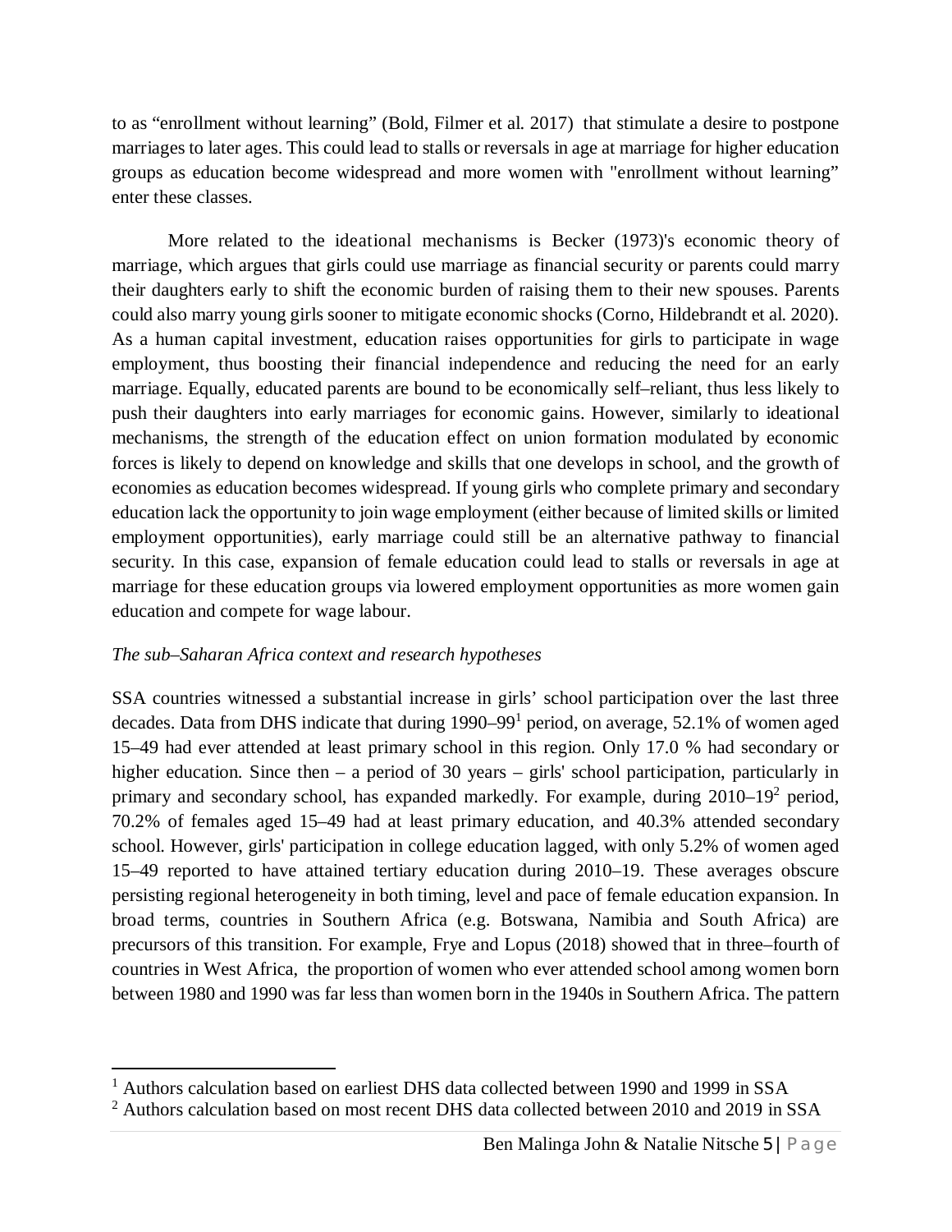to as “enrollment without learning” (Bold, Filmer et al. 2017) that stimulate a desire to postpone marriages to later ages. This could lead to stalls or reversals in age at marriage for higher education groups as education become widespread and more women with "enrollment without learning” enter these classes.

More related to the ideational mechanisms is Becker (1973)'s economic theory of marriage, which argues that girls could use marriage as financial security or parents could marry their daughters early to shift the economic burden of raising them to their new spouses. Parents could also marry young girls sooner to mitigate economic shocks (Corno, Hildebrandt et al. 2020). As a human capital investment, education raises opportunities for girls to participate in wage employment, thus boosting their financial independence and reducing the need for an early marriage. Equally, educated parents are bound to be economically self–reliant, thus less likely to push their daughters into early marriages for economic gains. However, similarly to ideational mechanisms, the strength of the education effect on union formation modulated by economic forces is likely to depend on knowledge and skills that one develops in school, and the growth of economies as education becomes widespread. If young girls who complete primary and secondary education lack the opportunity to join wage employment (either because of limited skills or limited employment opportunities), early marriage could still be an alternative pathway to financial security. In this case, expansion of female education could lead to stalls or reversals in age at marriage for these education groups via lowered employment opportunities as more women gain education and compete for wage labour.

*The sub–Saharan Africa context and research hypotheses*

SSA countries witnessed a substantial increase in girls’ school participation over the last three decades. Data from DHS indicate that during 1990–99[1] period, on average, 52.1% of women aged 15–49 had ever attended at least primary school in this region. Only 17.0 % had secondary or higher education. Since then – a period of 30 years – girls' school participation, particularly in primary and secondary school, has expanded markedly. For example, during 2010–19[2] period, 70.2% of females aged 15–49 had at least primary education, and 40.3% attended secondary school. However, girls' participation in college education lagged, with only 5.2% of women aged 15–49 reported to have attained tertiary education during 2010–19. These averages obscure persisting regional heterogeneity in both timing, level and pace of female education expansion. In broad terms, countries in Southern Africa (e.g. Botswana, Namibia and South Africa) are precursors of this transition. For example, Frye and Lopus (2018) showed that in three–fourth of countries in West Africa, the proportion of women who ever attended school among women born between 1980 and 1990 was far less than women born in the 1940s in Southern Africa. The pattern

[1] Authors calculation based on earliest DHS data collected between 1990 and 1999 in SSA

[2] Authors calculation based on most recent DHS data collected between 2010 and 2019 in SSA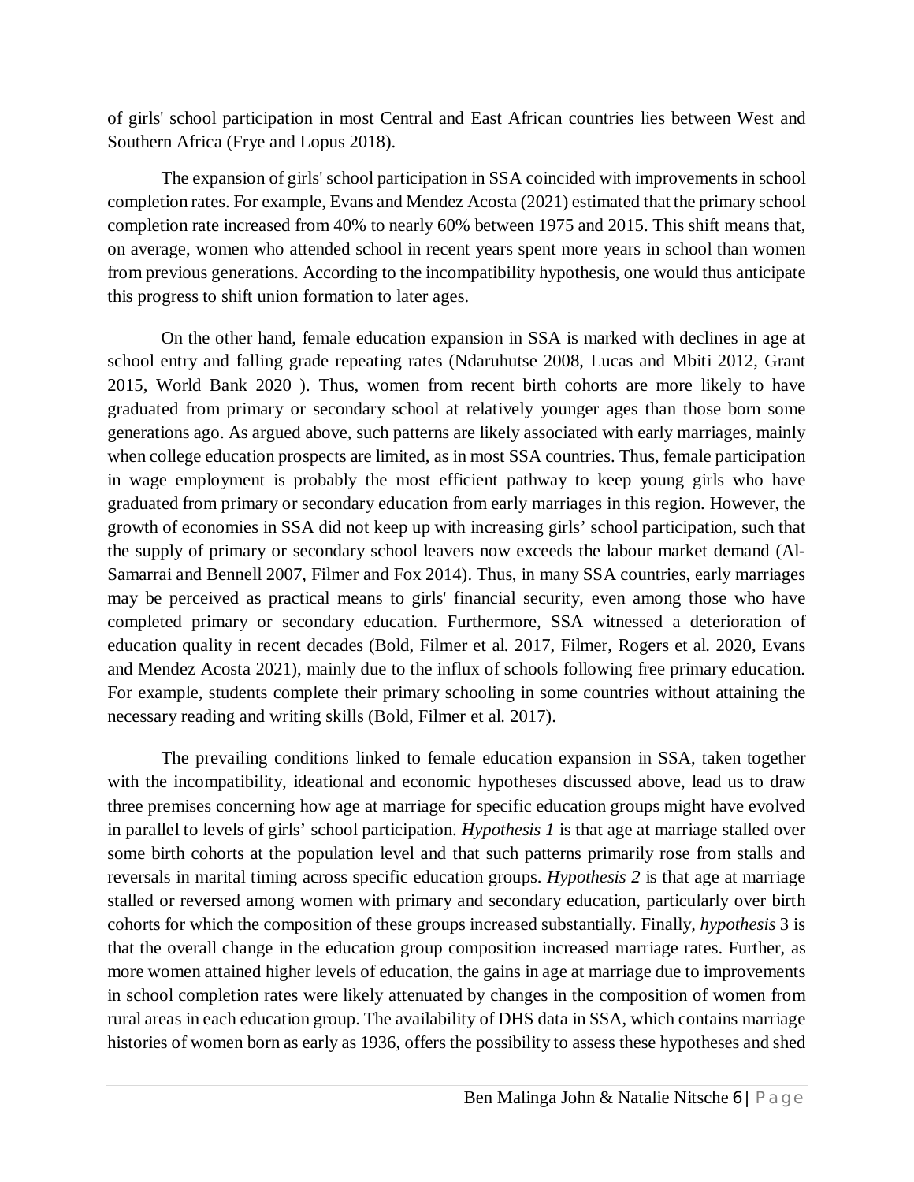of girls' school participation in most Central and East African countries lies between West and Southern Africa (Frye and Lopus 2018).

The expansion of girls' school participation in SSA coincided with improvements in school completion rates. For example, Evans and Mendez Acosta (2021) estimated that the primary school completion rate increased from 40% to nearly 60% between 1975 and 2015. This shift means that, on average, women who attended school in recent years spent more years in school than women from previous generations. According to the incompatibility hypothesis, one would thus anticipate this progress to shift union formation to later ages.

On the other hand, female education expansion in SSA is marked with declines in age at school entry and falling grade repeating rates (Ndaruhutse 2008, Lucas and Mbiti 2012, Grant 2015, World Bank 2020 ). Thus, women from recent birth cohorts are more likely to have graduated from primary or secondary school at relatively younger ages than those born some generations ago. As argued above, such patterns are likely associated with early marriages, mainly when college education prospects are limited, as in most SSA countries. Thus, female participation in wage employment is probably the most efficient pathway to keep young girls who have graduated from primary or secondary education from early marriages in this region. However, the growth of economies in SSA did not keep up with increasing girls' school participation, such that the supply of primary or secondary school leavers now exceeds the labour market demand (Al-Samarrai and Bennell 2007, Filmer and Fox 2014). Thus, in many SSA countries, early marriages may be perceived as practical means to girls' financial security, even among those who have completed primary or secondary education. Furthermore, SSA witnessed a deterioration of education quality in recent decades (Bold, Filmer et al. 2017, Filmer, Rogers et al. 2020, Evans and Mendez Acosta 2021), mainly due to the influx of schools following free primary education. For example, students complete their primary schooling in some countries without attaining the necessary reading and writing skills (Bold, Filmer et al. 2017).

The prevailing conditions linked to female education expansion in SSA, taken together with the incompatibility, ideational and economic hypotheses discussed above, lead us to draw three premises concerning how age at marriage for specific education groups might have evolved in parallel to levels of girls' school participation. *Hypothesis 1* is that age at marriage stalled over some birth cohorts at the population level and that such patterns primarily rose from stalls and reversals in marital timing across specific education groups. *Hypothesis 2* is that age at marriage stalled or reversed among women with primary and secondary education, particularly over birth cohorts for which the composition of these groups increased substantially. Finally, *hypothesis* 3 is that the overall change in the education group composition increased marriage rates. Further, as more women attained higher levels of education, the gains in age at marriage due to improvements in school completion rates were likely attenuated by changes in the composition of women from rural areas in each education group. The availability of DHS data in SSA, which contains marriage histories of women born as early as 1936, offers the possibility to assess these hypotheses and shed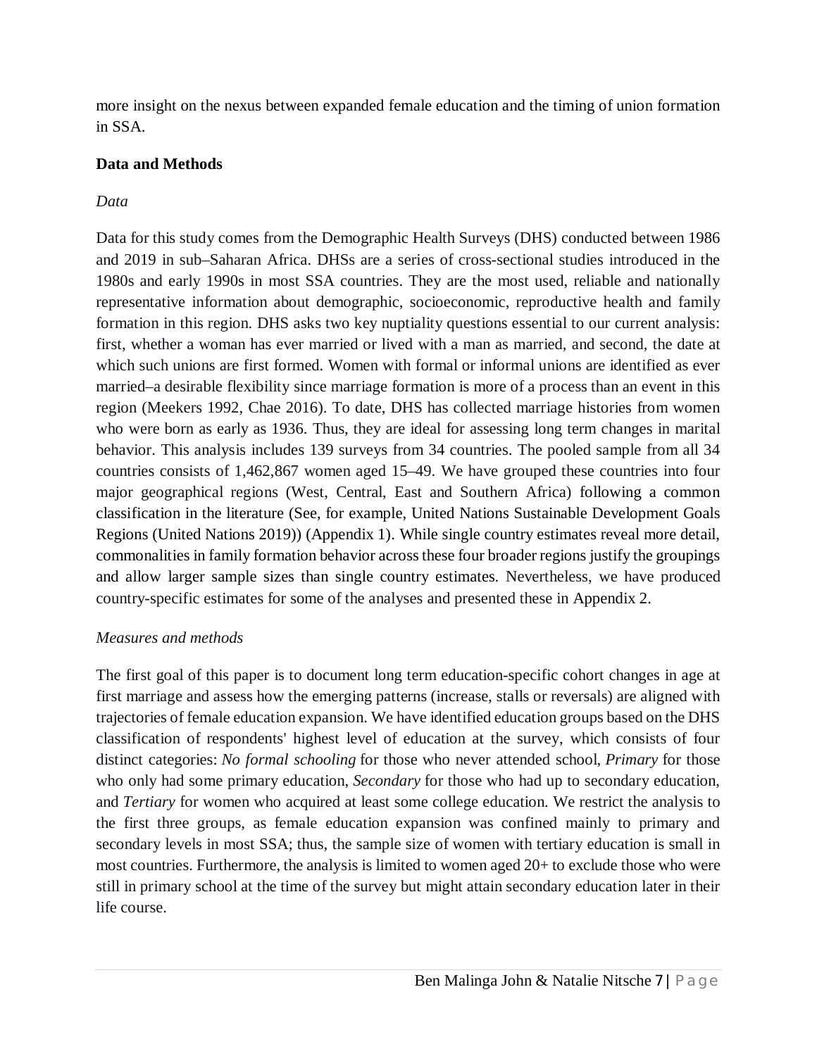more insight on the nexus between expanded female education and the timing of union formation in SSA.

## Data and Methods

### *Data*

Data for this study comes from the Demographic Health Surveys (DHS) conducted between 1986 and 2019 in sub–Saharan Africa. DHSs are a series of cross-sectional studies introduced in the 1980s and early 1990s in most SSA countries. They are the most used, reliable and nationally representative information about demographic, socioeconomic, reproductive health and family formation in this region. DHS asks two key nuptiality questions essential to our current analysis: first, whether a woman has ever married or lived with a man as married, and second, the date at which such unions are first formed. Women with formal or informal unions are identified as ever married–a desirable flexibility since marriage formation is more of a process than an event in this region (Meekers 1992, Chae 2016). To date, DHS has collected marriage histories from women who were born as early as 1936. Thus, they are ideal for assessing long term changes in marital behavior. This analysis includes 139 surveys from 34 countries. The pooled sample from all 34 countries consists of 1,462,867 women aged 15–49. We have grouped these countries into four major geographical regions (West, Central, East and Southern Africa) following a common classification in the literature (See, for example, United Nations Sustainable Development Goals Regions (United Nations 2019)) (Appendix 1). While single country estimates reveal more detail, commonalities in family formation behavior across these four broader regions justify the groupings and allow larger sample sizes than single country estimates. Nevertheless, we have produced country-specific estimates for some of the analyses and presented these in Appendix 2.

### *Measures and methods*

The first goal of this paper is to document long term education-specific cohort changes in age at first marriage and assess how the emerging patterns (increase, stalls or reversals) are aligned with trajectories of female education expansion. We have identified education groups based on the DHS classification of respondents' highest level of education at the survey, which consists of four distinct categories: *No formal schooling* for those who never attended school, *Primary* for those who only had some primary education, *Secondary* for those who had up to secondary education, and *Tertiary* for women who acquired at least some college education. We restrict the analysis to the first three groups, as female education expansion was confined mainly to primary and secondary levels in most SSA; thus, the sample size of women with tertiary education is small in most countries. Furthermore, the analysis is limited to women aged 20+ to exclude those who were still in primary school at the time of the survey but might attain secondary education later in their life course.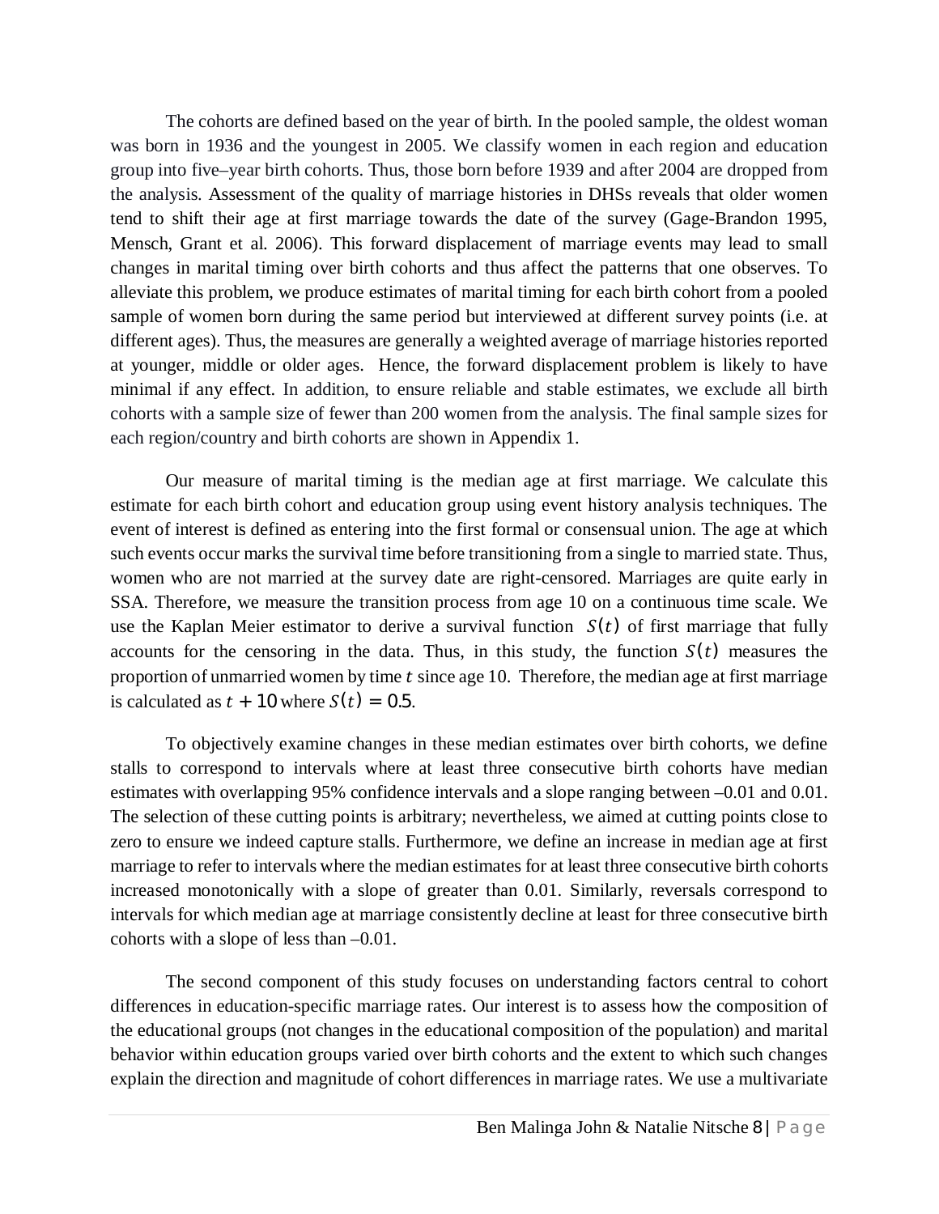The cohorts are defined based on the year of birth. In the pooled sample, the oldest woman was born in 1936 and the youngest in 2005. We classify women in each region and education group into five–year birth cohorts. Thus, those born before 1939 and after 2004 are dropped from the analysis. Assessment of the quality of marriage histories in DHSs reveals that older women tend to shift their age at first marriage towards the date of the survey (Gage-Brandon 1995, Mensch, Grant et al. 2006). This forward displacement of marriage events may lead to small changes in marital timing over birth cohorts and thus affect the patterns that one observes. To alleviate this problem, we produce estimates of marital timing for each birth cohort from a pooled sample of women born during the same period but interviewed at different survey points (i.e. at different ages). Thus, the measures are generally a weighted average of marriage histories reported at younger, middle or older ages. Hence, the forward displacement problem is likely to have minimal if any effect. In addition, to ensure reliable and stable estimates, we exclude all birth cohorts with a sample size of fewer than 200 women from the analysis. The final sample sizes for each region/country and birth cohorts are shown in Appendix 1.

Our measure of marital timing is the median age at first marriage. We calculate this estimate for each birth cohort and education group using event history analysis techniques. The event of interest is defined as entering into the first formal or consensual union. The age at which such events occur marks the survival time before transitioning from a single to married state. Thus, women who are not married at the survey date are right-censored. Marriages are quite early in SSA. Therefore, we measure the transition process from age 10 on a continuous time scale. We use the Kaplan Meier estimator to derive a survival function $S(t)$ of first marriage that fully accounts for the censoring in the data. Thus, in this study, the function $S(t)$ measures the proportion of unmarried women by time $t$ since age 10. Therefore, the median age at first marriage is calculated as $t + 10$ where $S(t) = 0.5$.

To objectively examine changes in these median estimates over birth cohorts, we define stalls to correspond to intervals where at least three consecutive birth cohorts have median estimates with overlapping 95% confidence intervals and a slope ranging between –0.01 and 0.01. The selection of these cutting points is arbitrary; nevertheless, we aimed at cutting points close to zero to ensure we indeed capture stalls. Furthermore, we define an increase in median age at first marriage to refer to intervals where the median estimates for at least three consecutive birth cohorts increased monotonically with a slope of greater than 0.01. Similarly, reversals correspond to intervals for which median age at marriage consistently decline at least for three consecutive birth cohorts with a slope of less than –0.01.

The second component of this study focuses on understanding factors central to cohort differences in education-specific marriage rates. Our interest is to assess how the composition of the educational groups (not changes in the educational composition of the population) and marital behavior within education groups varied over birth cohorts and the extent to which such changes explain the direction and magnitude of cohort differences in marriage rates. We use a multivariate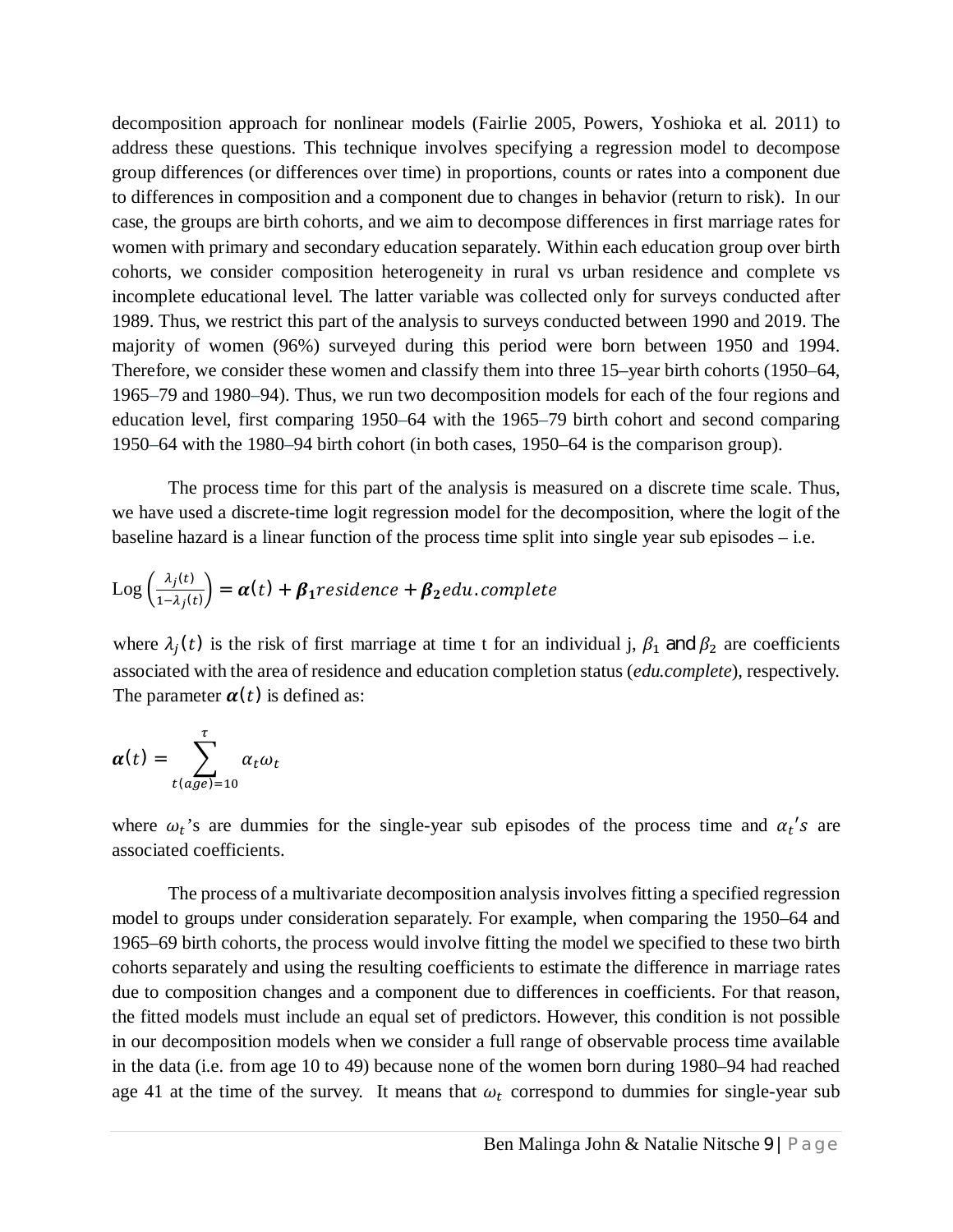decomposition approach for nonlinear models (Fairlie 2005, Powers, Yoshioka et al. 2011) to address these questions. This technique involves specifying a regression model to decompose group differences (or differences over time) in proportions, counts or rates into a component due to differences in composition and a component due to changes in behavior (return to risk). In our case, the groups are birth cohorts, and we aim to decompose differences in first marriage rates for women with primary and secondary education separately. Within each education group over birth cohorts, we consider composition heterogeneity in rural vs urban residence and complete vs incomplete educational level. The latter variable was collected only for surveys conducted after 1989. Thus, we restrict this part of the analysis to surveys conducted between 1990 and 2019. The majority of women (96%) surveyed during this period were born between 1950 and 1994. Therefore, we consider these women and classify them into three 15–year birth cohorts (1950–64, 1965–79 and 1980–94). Thus, we run two decomposition models for each of the four regions and education level, first comparing 1950–64 with the 1965–79 birth cohort and second comparing 1950–64 with the 1980–94 birth cohort (in both cases, 1950–64 is the comparison group).

The process time for this part of the analysis is measured on a discrete time scale. Thus, we have used a discrete-time logit regression model for the decomposition, where the logit of the baseline hazard is a linear function of the process time split into single year sub episodes – i.e.

$$\text{Log}\left(\frac{\lambda_j(t)}{1-\lambda_j(t)}\right) = \boldsymbol{\alpha}(t) + \boldsymbol{\beta_1} residence + \boldsymbol{\beta_2} edu.complete$$

where $\lambda_j(t)$ is the risk of first marriage at time t for an individual j, $\beta_1$ and $\beta_2$ are coefficients associated with the area of residence and education completion status (*edu.complete*), respectively. The parameter $\boldsymbol{\alpha}(t)$ is defined as:

$$\boldsymbol{\alpha}(t) = \sum_{t(age)=10}^{\tau} \alpha_t \omega_t$$

where $\omega_t$'s are dummies for the single-year sub episodes of the process time and $\alpha_t's$ are associated coefficients.

The process of a multivariate decomposition analysis involves fitting a specified regression model to groups under consideration separately. For example, when comparing the 1950–64 and 1965–69 birth cohorts, the process would involve fitting the model we specified to these two birth cohorts separately and using the resulting coefficients to estimate the difference in marriage rates due to composition changes and a component due to differences in coefficients. For that reason, the fitted models must include an equal set of predictors. However, this condition is not possible in our decomposition models when we consider a full range of observable process time available in the data (i.e. from age 10 to 49) because none of the women born during 1980–94 had reached age 41 at the time of the survey. It means that $\omega_t$ correspond to dummies for single-year sub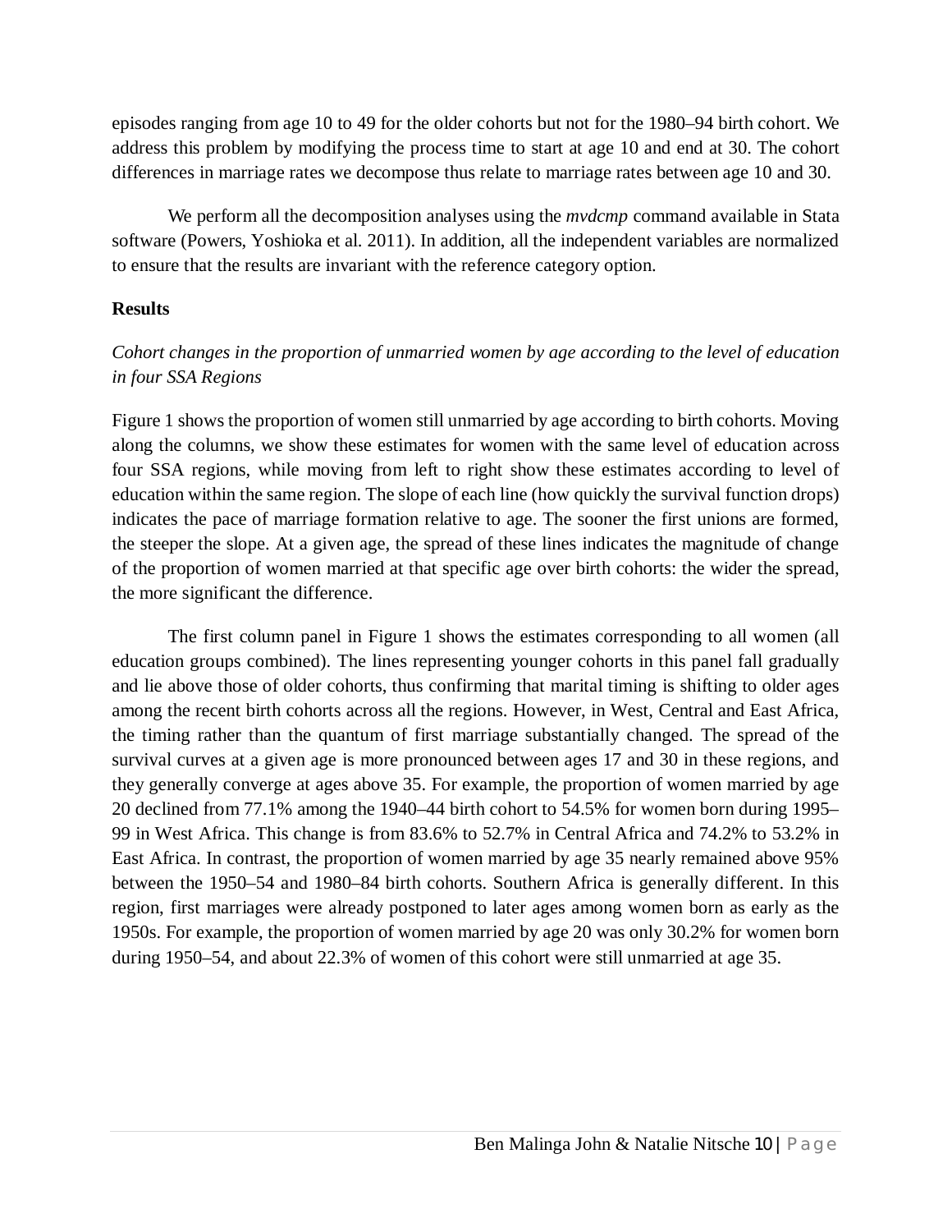episodes ranging from age 10 to 49 for the older cohorts but not for the 1980–94 birth cohort. We address this problem by modifying the process time to start at age 10 and end at 30. The cohort differences in marriage rates we decompose thus relate to marriage rates between age 10 and 30.

We perform all the decomposition analyses using the *mvdcmp* command available in Stata software (Powers, Yoshioka et al. 2011). In addition, all the independent variables are normalized to ensure that the results are invariant with the reference category option.

## Results

### *Cohort changes in the proportion of unmarried women by age according to the level of education in four SSA Regions*

Figure 1 shows the proportion of women still unmarried by age according to birth cohorts. Moving along the columns, we show these estimates for women with the same level of education across four SSA regions, while moving from left to right show these estimates according to level of education within the same region. The slope of each line (how quickly the survival function drops) indicates the pace of marriage formation relative to age. The sooner the first unions are formed, the steeper the slope. At a given age, the spread of these lines indicates the magnitude of change of the proportion of women married at that specific age over birth cohorts: the wider the spread, the more significant the difference.

The first column panel in Figure 1 shows the estimates corresponding to all women (all education groups combined). The lines representing younger cohorts in this panel fall gradually and lie above those of older cohorts, thus confirming that marital timing is shifting to older ages among the recent birth cohorts across all the regions. However, in West, Central and East Africa, the timing rather than the quantum of first marriage substantially changed. The spread of the survival curves at a given age is more pronounced between ages 17 and 30 in these regions, and they generally converge at ages above 35. For example, the proportion of women married by age 20 declined from 77.1% among the 1940–44 birth cohort to 54.5% for women born during 1995–99 in West Africa. This change is from 83.6% to 52.7% in Central Africa and 74.2% to 53.2% in East Africa. In contrast, the proportion of women married by age 35 nearly remained above 95% between the 1950–54 and 1980–84 birth cohorts. Southern Africa is generally different. In this region, first marriages were already postponed to later ages among women born as early as the 1950s. For example, the proportion of women married by age 20 was only 30.2% for women born during 1950–54, and about 22.3% of women of this cohort were still unmarried at age 35.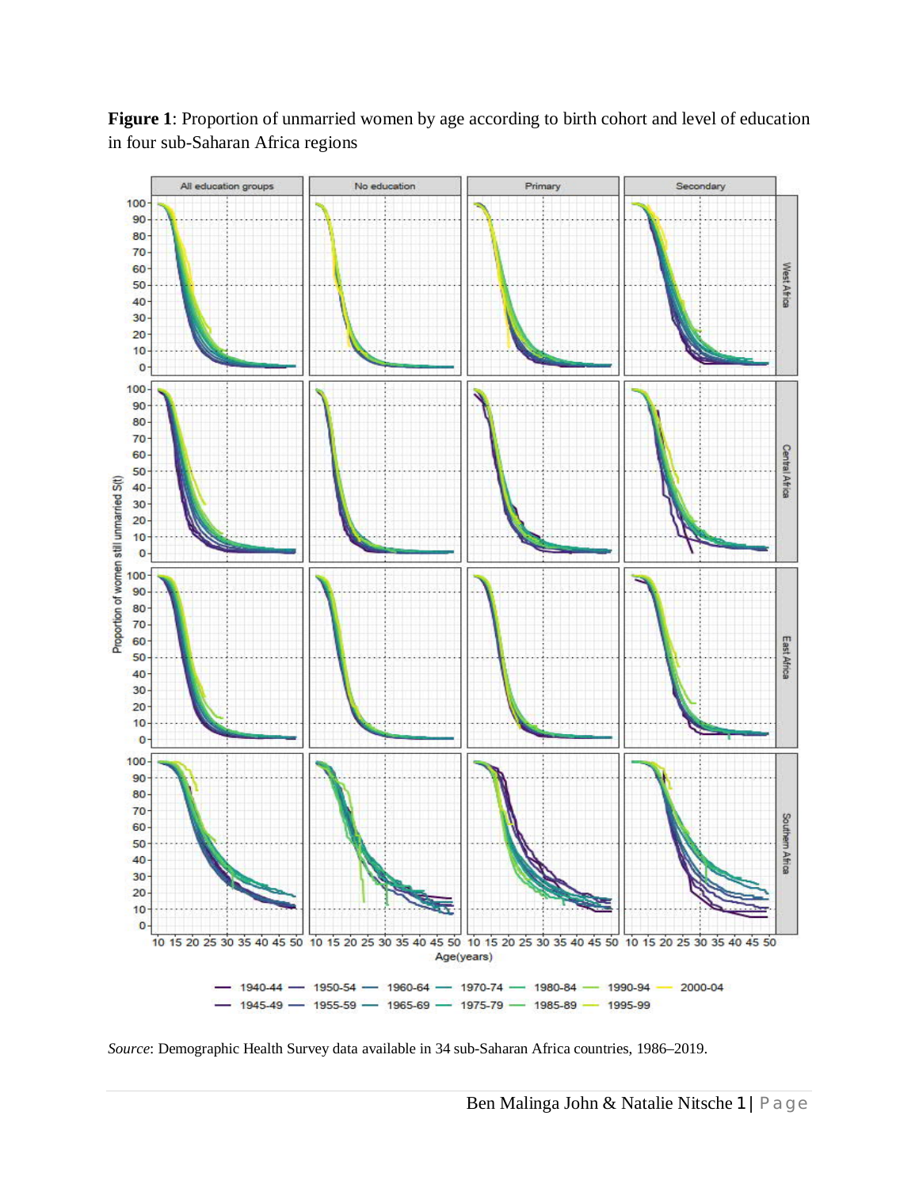**Figure 1**: Proportion of unmarried women by age according to birth cohort and level of education in four sub-Saharan Africa regions

*Source*: Demographic Health Survey data available in 34 sub-Saharan Africa countries, 1986–2019.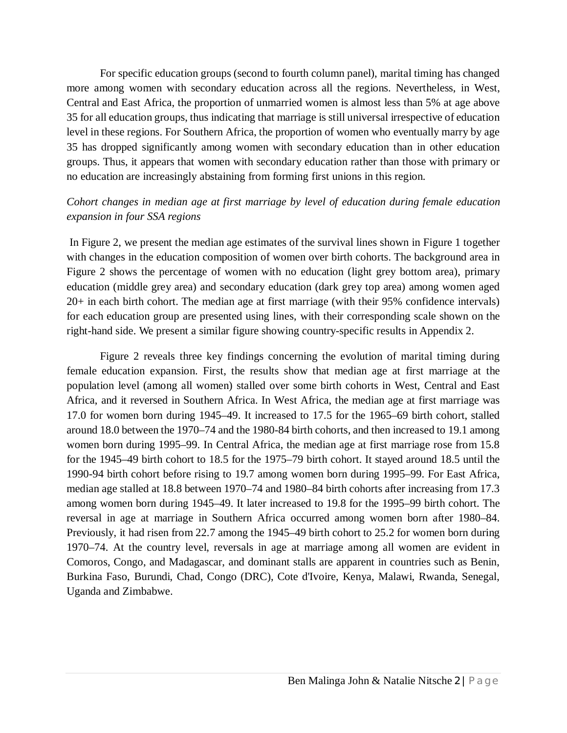For specific education groups (second to fourth column panel), marital timing has changed more among women with secondary education across all the regions. Nevertheless, in West, Central and East Africa, the proportion of unmarried women is almost less than 5% at age above 35 for all education groups, thus indicating that marriage is still universal irrespective of education level in these regions. For Southern Africa, the proportion of women who eventually marry by age 35 has dropped significantly among women with secondary education than in other education groups. Thus, it appears that women with secondary education rather than those with primary or no education are increasingly abstaining from forming first unions in this region.

*Cohort changes in median age at first marriage by level of education during female education expansion in four SSA regions*

In Figure 2, we present the median age estimates of the survival lines shown in Figure 1 together with changes in the education composition of women over birth cohorts. The background area in Figure 2 shows the percentage of women with no education (light grey bottom area), primary education (middle grey area) and secondary education (dark grey top area) among women aged 20+ in each birth cohort. The median age at first marriage (with their 95% confidence intervals) for each education group are presented using lines, with their corresponding scale shown on the right-hand side. We present a similar figure showing country-specific results in Appendix 2.

Figure 2 reveals three key findings concerning the evolution of marital timing during female education expansion. First, the results show that median age at first marriage at the population level (among all women) stalled over some birth cohorts in West, Central and East Africa, and it reversed in Southern Africa. In West Africa, the median age at first marriage was 17.0 for women born during 1945–49. It increased to 17.5 for the 1965–69 birth cohort, stalled around 18.0 between the 1970–74 and the 1980-84 birth cohorts, and then increased to 19.1 among women born during 1995–99. In Central Africa, the median age at first marriage rose from 15.8 for the 1945–49 birth cohort to 18.5 for the 1975–79 birth cohort. It stayed around 18.5 until the 1990-94 birth cohort before rising to 19.7 among women born during 1995–99. For East Africa, median age stalled at 18.8 between 1970–74 and 1980–84 birth cohorts after increasing from 17.3 among women born during 1945–49. It later increased to 19.8 for the 1995–99 birth cohort. The reversal in age at marriage in Southern Africa occurred among women born after 1980–84. Previously, it had risen from 22.7 among the 1945–49 birth cohort to 25.2 for women born during 1970–74. At the country level, reversals in age at marriage among all women are evident in Comoros, Congo, and Madagascar, and dominant stalls are apparent in countries such as Benin, Burkina Faso, Burundi, Chad, Congo (DRC), Cote d'Ivoire, Kenya, Malawi, Rwanda, Senegal, Uganda and Zimbabwe.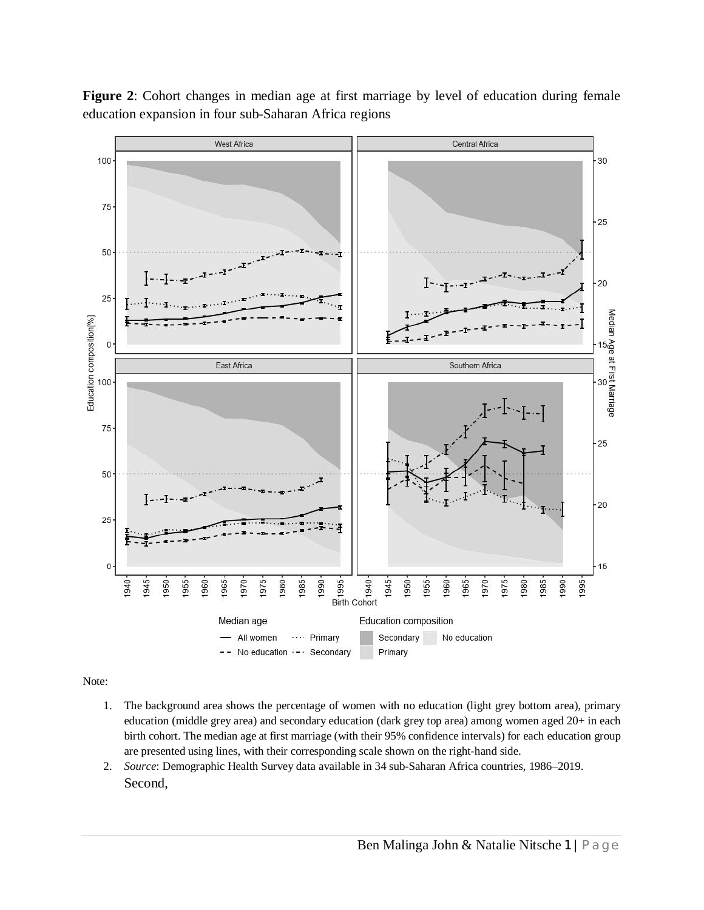**Figure 2**: Cohort changes in median age at first marriage by level of education during female education expansion in four sub-Saharan Africa regions

Note:

1. The background area shows the percentage of women with no education (light grey bottom area), primary education (middle grey area) and secondary education (dark grey top area) among women aged 20+ in each birth cohort. The median age at first marriage (with their 95% confidence intervals) for each education group are presented using lines, with their corresponding scale shown on the right-hand side.
2. *Source*: Demographic Health Survey data available in 34 sub-Saharan Africa countries, 1986–2019.

Second,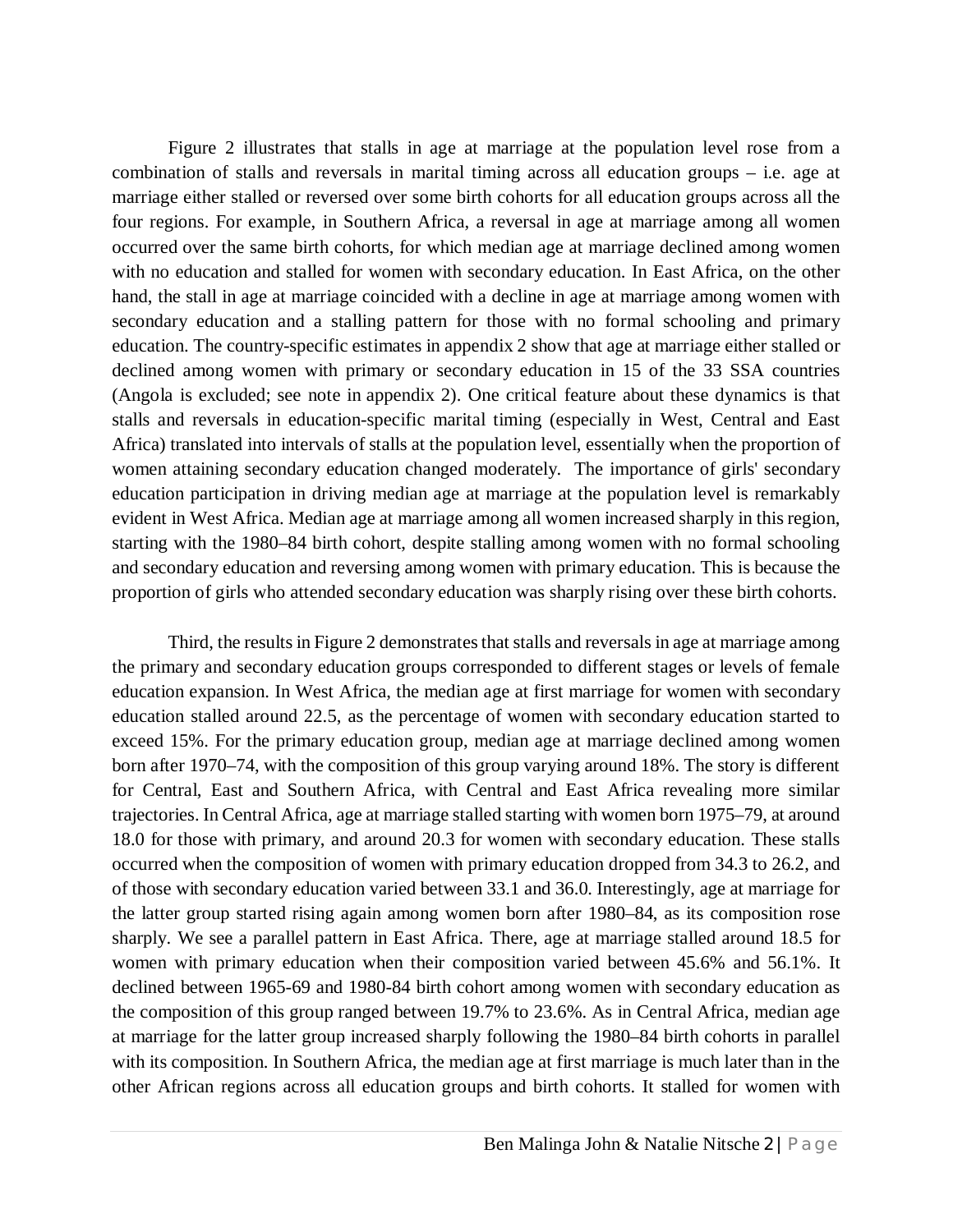Figure 2 illustrates that stalls in age at marriage at the population level rose from a combination of stalls and reversals in marital timing across all education groups – i.e. age at marriage either stalled or reversed over some birth cohorts for all education groups across all the four regions. For example, in Southern Africa, a reversal in age at marriage among all women occurred over the same birth cohorts, for which median age at marriage declined among women with no education and stalled for women with secondary education. In East Africa, on the other hand, the stall in age at marriage coincided with a decline in age at marriage among women with secondary education and a stalling pattern for those with no formal schooling and primary education. The country-specific estimates in appendix 2 show that age at marriage either stalled or declined among women with primary or secondary education in 15 of the 33 SSA countries (Angola is excluded; see note in appendix 2). One critical feature about these dynamics is that stalls and reversals in education-specific marital timing (especially in West, Central and East Africa) translated into intervals of stalls at the population level, essentially when the proportion of women attaining secondary education changed moderately. The importance of girls' secondary education participation in driving median age at marriage at the population level is remarkably evident in West Africa. Median age at marriage among all women increased sharply in this region, starting with the 1980–84 birth cohort, despite stalling among women with no formal schooling and secondary education and reversing among women with primary education. This is because the proportion of girls who attended secondary education was sharply rising over these birth cohorts.

Third, the results in Figure 2 demonstrates that stalls and reversals in age at marriage among the primary and secondary education groups corresponded to different stages or levels of female education expansion. In West Africa, the median age at first marriage for women with secondary education stalled around 22.5, as the percentage of women with secondary education started to exceed 15%. For the primary education group, median age at marriage declined among women born after 1970–74, with the composition of this group varying around 18%. The story is different for Central, East and Southern Africa, with Central and East Africa revealing more similar trajectories. In Central Africa, age at marriage stalled starting with women born 1975–79, at around 18.0 for those with primary, and around 20.3 for women with secondary education. These stalls occurred when the composition of women with primary education dropped from 34.3 to 26.2, and of those with secondary education varied between 33.1 and 36.0. Interestingly, age at marriage for the latter group started rising again among women born after 1980–84, as its composition rose sharply. We see a parallel pattern in East Africa. There, age at marriage stalled around 18.5 for women with primary education when their composition varied between 45.6% and 56.1%. It declined between 1965-69 and 1980-84 birth cohort among women with secondary education as the composition of this group ranged between 19.7% to 23.6%. As in Central Africa, median age at marriage for the latter group increased sharply following the 1980–84 birth cohorts in parallel with its composition. In Southern Africa, the median age at first marriage is much later than in the other African regions across all education groups and birth cohorts. It stalled for women with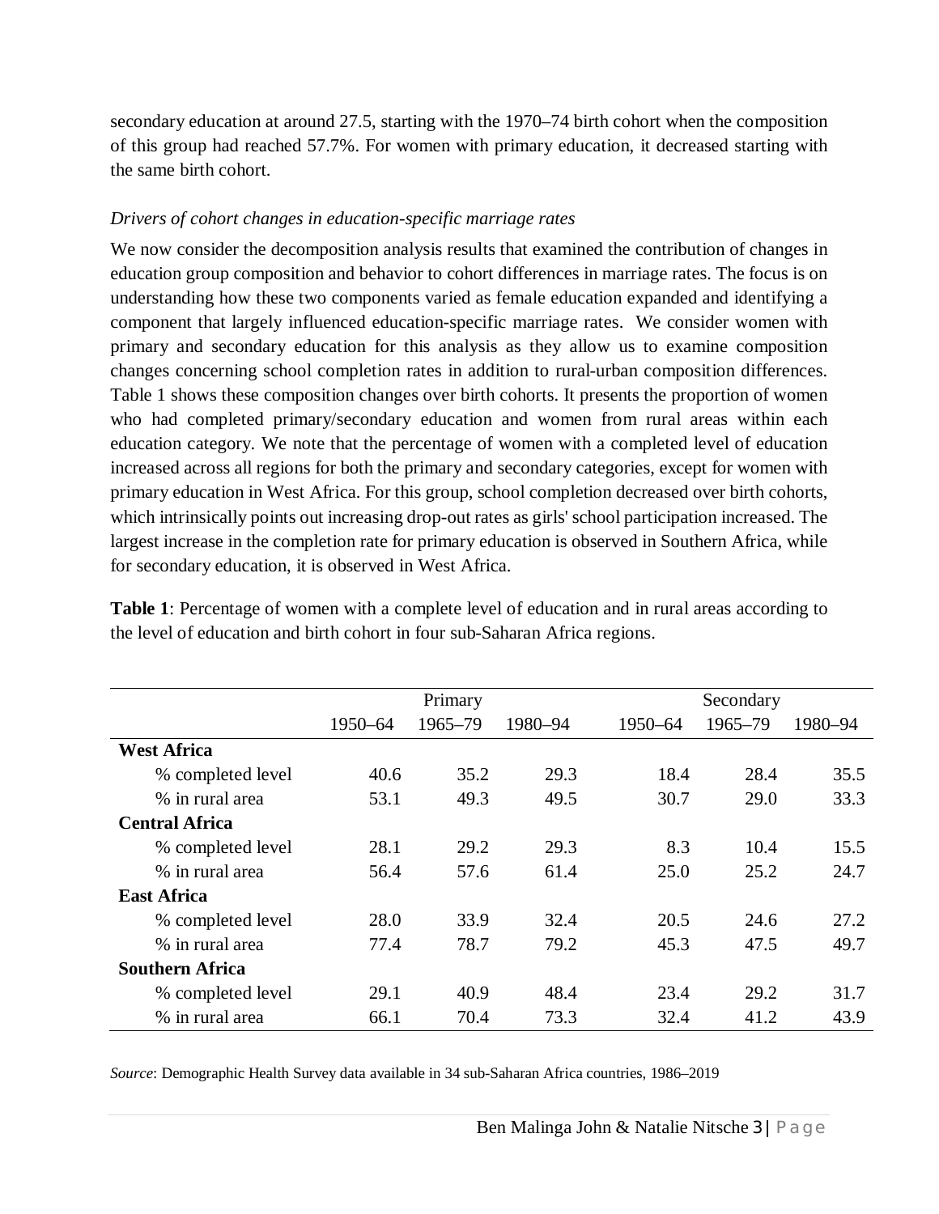secondary education at around 27.5, starting with the 1970–74 birth cohort when the composition of this group had reached 57.7%. For women with primary education, it decreased starting with the same birth cohort.

*Drivers of cohort changes in education-specific marriage rates*

We now consider the decomposition analysis results that examined the contribution of changes in education group composition and behavior to cohort differences in marriage rates. The focus is on understanding how these two components varied as female education expanded and identifying a component that largely influenced education-specific marriage rates. We consider women with primary and secondary education for this analysis as they allow us to examine composition changes concerning school completion rates in addition to rural-urban composition differences. Table 1 shows these composition changes over birth cohorts. It presents the proportion of women who had completed primary/secondary education and women from rural areas within each education category. We note that the percentage of women with a completed level of education increased across all regions for both the primary and secondary categories, except for women with primary education in West Africa. For this group, school completion decreased over birth cohorts, which intrinsically points out increasing drop-out rates as girls' school participation increased. The largest increase in the completion rate for primary education is observed in Southern Africa, while for secondary education, it is observed in West Africa.

**Table 1**: Percentage of women with a complete level of education and in rural areas according to the level of education and birth cohort in four sub-Saharan Africa regions.

| | Primary | | | Secondary | | |
|---|---|---|---|---|---|---|
| | 1950–64 | 1965–79 | 1980–94 | 1950–64 | 1965–79 | 1980–94 |
| **West Africa** | | | | | | |
| % completed level | 40.6 | 35.2 | 29.3 | 18.4 | 28.4 | 35.5 |
| % in rural area | 53.1 | 49.3 | 49.5 | 30.7 | 29.0 | 33.3 |
| **Central Africa** | | | | | | |
| % completed level | 28.1 | 29.2 | 29.3 | 8.3 | 10.4 | 15.5 |
| % in rural area | 56.4 | 57.6 | 61.4 | 25.0 | 25.2 | 24.7 |
| **East Africa** | | | | | | |
| % completed level | 28.0 | 33.9 | 32.4 | 20.5 | 24.6 | 27.2 |
| % in rural area | 77.4 | 78.7 | 79.2 | 45.3 | 47.5 | 49.7 |
| **Southern Africa** | | | | | | |
| % completed level | 29.1 | 40.9 | 48.4 | 23.4 | 29.2 | 31.7 |
| % in rural area | 66.1 | 70.4 | 73.3 | 32.4 | 41.2 | 43.9 |

*Source*: Demographic Health Survey data available in 34 sub-Saharan Africa countries, 1986–2019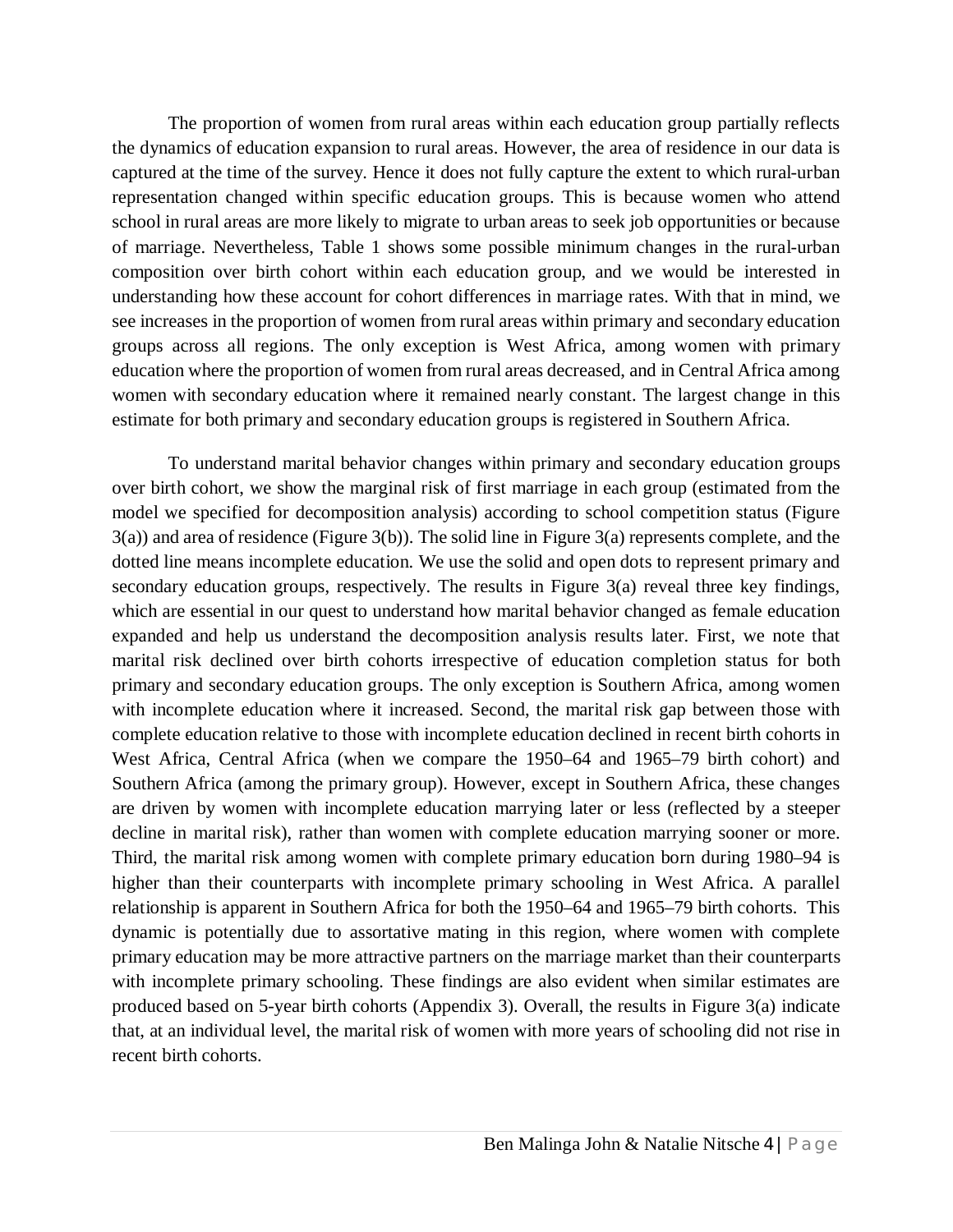The proportion of women from rural areas within each education group partially reflects the dynamics of education expansion to rural areas. However, the area of residence in our data is captured at the time of the survey. Hence it does not fully capture the extent to which rural-urban representation changed within specific education groups. This is because women who attend school in rural areas are more likely to migrate to urban areas to seek job opportunities or because of marriage. Nevertheless, Table 1 shows some possible minimum changes in the rural-urban composition over birth cohort within each education group, and we would be interested in understanding how these account for cohort differences in marriage rates. With that in mind, we see increases in the proportion of women from rural areas within primary and secondary education groups across all regions. The only exception is West Africa, among women with primary education where the proportion of women from rural areas decreased, and in Central Africa among women with secondary education where it remained nearly constant. The largest change in this estimate for both primary and secondary education groups is registered in Southern Africa.

To understand marital behavior changes within primary and secondary education groups over birth cohort, we show the marginal risk of first marriage in each group (estimated from the model we specified for decomposition analysis) according to school competition status (Figure 3(a)) and area of residence (Figure 3(b)). The solid line in Figure 3(a) represents complete, and the dotted line means incomplete education. We use the solid and open dots to represent primary and secondary education groups, respectively. The results in Figure 3(a) reveal three key findings, which are essential in our quest to understand how marital behavior changed as female education expanded and help us understand the decomposition analysis results later. First, we note that marital risk declined over birth cohorts irrespective of education completion status for both primary and secondary education groups. The only exception is Southern Africa, among women with incomplete education where it increased. Second, the marital risk gap between those with complete education relative to those with incomplete education declined in recent birth cohorts in West Africa, Central Africa (when we compare the 1950–64 and 1965–79 birth cohort) and Southern Africa (among the primary group). However, except in Southern Africa, these changes are driven by women with incomplete education marrying later or less (reflected by a steeper decline in marital risk), rather than women with complete education marrying sooner or more. Third, the marital risk among women with complete primary education born during 1980–94 is higher than their counterparts with incomplete primary schooling in West Africa. A parallel relationship is apparent in Southern Africa for both the 1950–64 and 1965–79 birth cohorts. This dynamic is potentially due to assortative mating in this region, where women with complete primary education may be more attractive partners on the marriage market than their counterparts with incomplete primary schooling. These findings are also evident when similar estimates are produced based on 5-year birth cohorts (Appendix 3). Overall, the results in Figure 3(a) indicate that, at an individual level, the marital risk of women with more years of schooling did not rise in recent birth cohorts.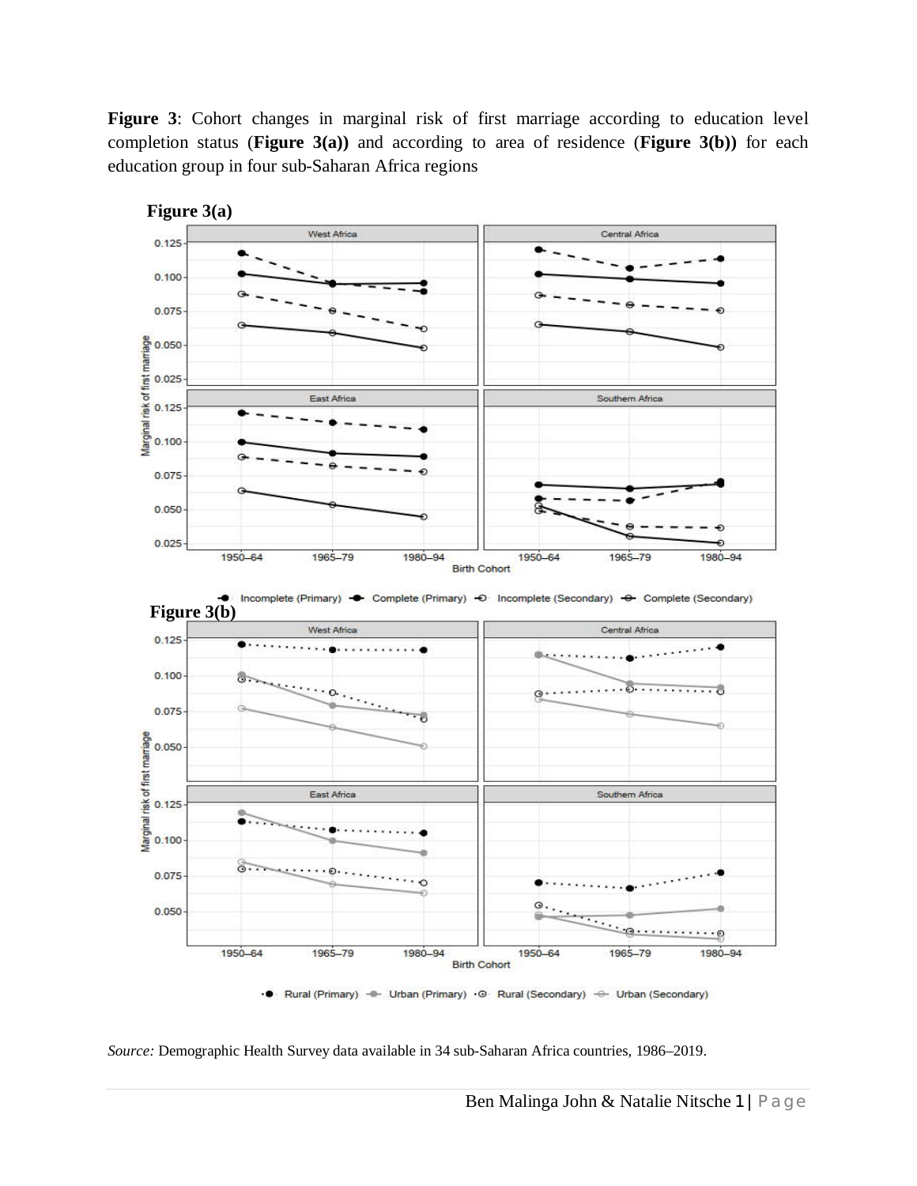**Figure 3**: Cohort changes in marginal risk of first marriage according to education level completion status (**Figure 3(a)**) and according to area of residence (**Figure 3(b)**) for each education group in four sub-Saharan Africa regions

**Figure 3(a)**

**Figure 3(b)**

*Source:* Demographic Health Survey data available in 34 sub-Saharan Africa countries, 1986–2019.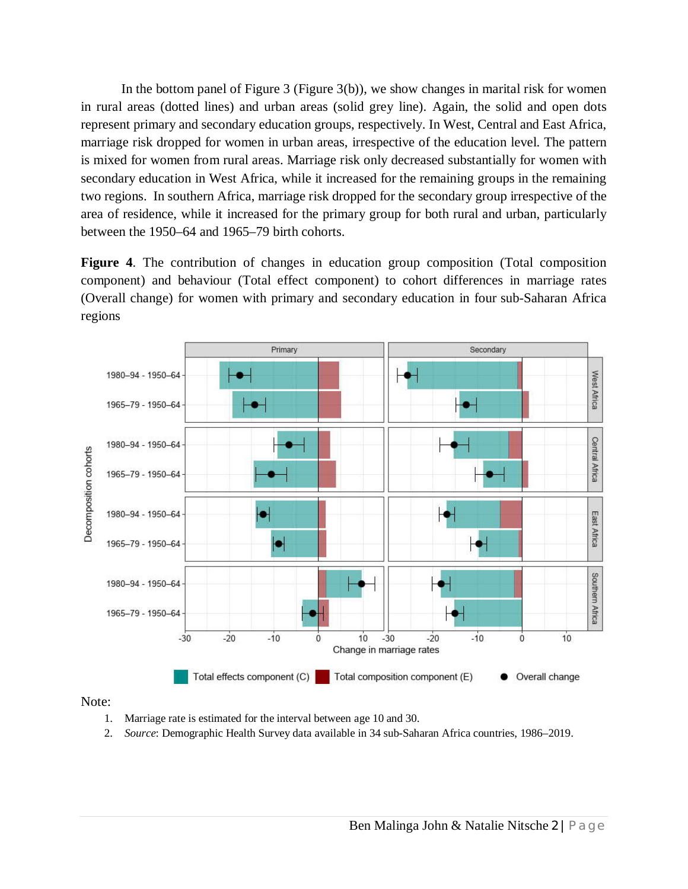In the bottom panel of Figure 3 (Figure 3(b)), we show changes in marital risk for women in rural areas (dotted lines) and urban areas (solid grey line). Again, the solid and open dots represent primary and secondary education groups, respectively. In West, Central and East Africa, marriage risk dropped for women in urban areas, irrespective of the education level. The pattern is mixed for women from rural areas. Marriage risk only decreased substantially for women with secondary education in West Africa, while it increased for the remaining groups in the remaining two regions. In southern Africa, marriage risk dropped for the secondary group irrespective of the area of residence, while it increased for the primary group for both rural and urban, particularly between the 1950–64 and 1965–79 birth cohorts.

**Figure 4**. The contribution of changes in education group composition (Total composition component) and behaviour (Total effect component) to cohort differences in marriage rates (Overall change) for women with primary and secondary education in four sub-Saharan Africa regions

Note:

1. Marriage rate is estimated for the interval between age 10 and 30.
2. *Source*: Demographic Health Survey data available in 34 sub-Saharan Africa countries, 1986–2019.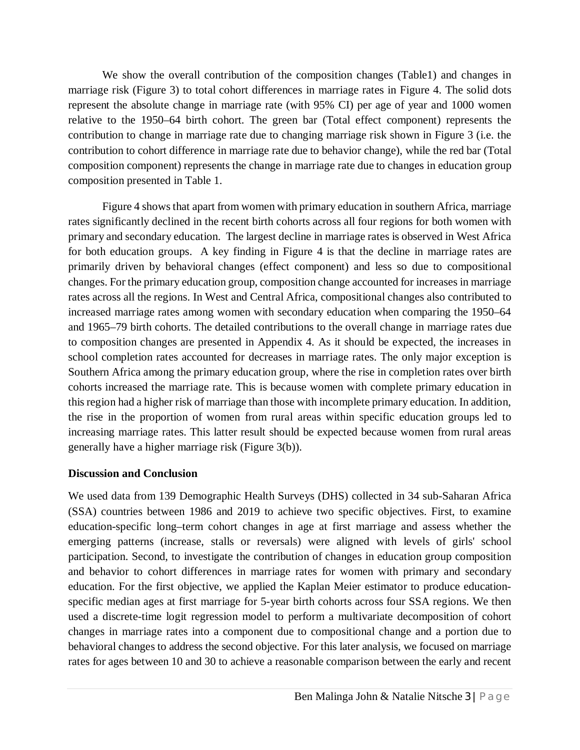We show the overall contribution of the composition changes (Table1) and changes in marriage risk (Figure 3) to total cohort differences in marriage rates in Figure 4. The solid dots represent the absolute change in marriage rate (with 95% CI) per age of year and 1000 women relative to the 1950–64 birth cohort. The green bar (Total effect component) represents the contribution to change in marriage rate due to changing marriage risk shown in Figure 3 (i.e. the contribution to cohort difference in marriage rate due to behavior change), while the red bar (Total composition component) represents the change in marriage rate due to changes in education group composition presented in Table 1.

Figure 4 shows that apart from women with primary education in southern Africa, marriage rates significantly declined in the recent birth cohorts across all four regions for both women with primary and secondary education. The largest decline in marriage rates is observed in West Africa for both education groups. A key finding in Figure 4 is that the decline in marriage rates are primarily driven by behavioral changes (effect component) and less so due to compositional changes. For the primary education group, composition change accounted for increases in marriage rates across all the regions. In West and Central Africa, compositional changes also contributed to increased marriage rates among women with secondary education when comparing the 1950–64 and 1965–79 birth cohorts. The detailed contributions to the overall change in marriage rates due to composition changes are presented in Appendix 4. As it should be expected, the increases in school completion rates accounted for decreases in marriage rates. The only major exception is Southern Africa among the primary education group, where the rise in completion rates over birth cohorts increased the marriage rate. This is because women with complete primary education in this region had a higher risk of marriage than those with incomplete primary education. In addition, the rise in the proportion of women from rural areas within specific education groups led to increasing marriage rates. This latter result should be expected because women from rural areas generally have a higher marriage risk (Figure 3(b)).

**Discussion and Conclusion**

We used data from 139 Demographic Health Surveys (DHS) collected in 34 sub-Saharan Africa (SSA) countries between 1986 and 2019 to achieve two specific objectives. First, to examine education-specific long–term cohort changes in age at first marriage and assess whether the emerging patterns (increase, stalls or reversals) were aligned with levels of girls' school participation. Second, to investigate the contribution of changes in education group composition and behavior to cohort differences in marriage rates for women with primary and secondary education. For the first objective, we applied the Kaplan Meier estimator to produce education-specific median ages at first marriage for 5-year birth cohorts across four SSA regions. We then used a discrete-time logit regression model to perform a multivariate decomposition of cohort changes in marriage rates into a component due to compositional change and a portion due to behavioral changes to address the second objective. For this later analysis, we focused on marriage rates for ages between 10 and 30 to achieve a reasonable comparison between the early and recent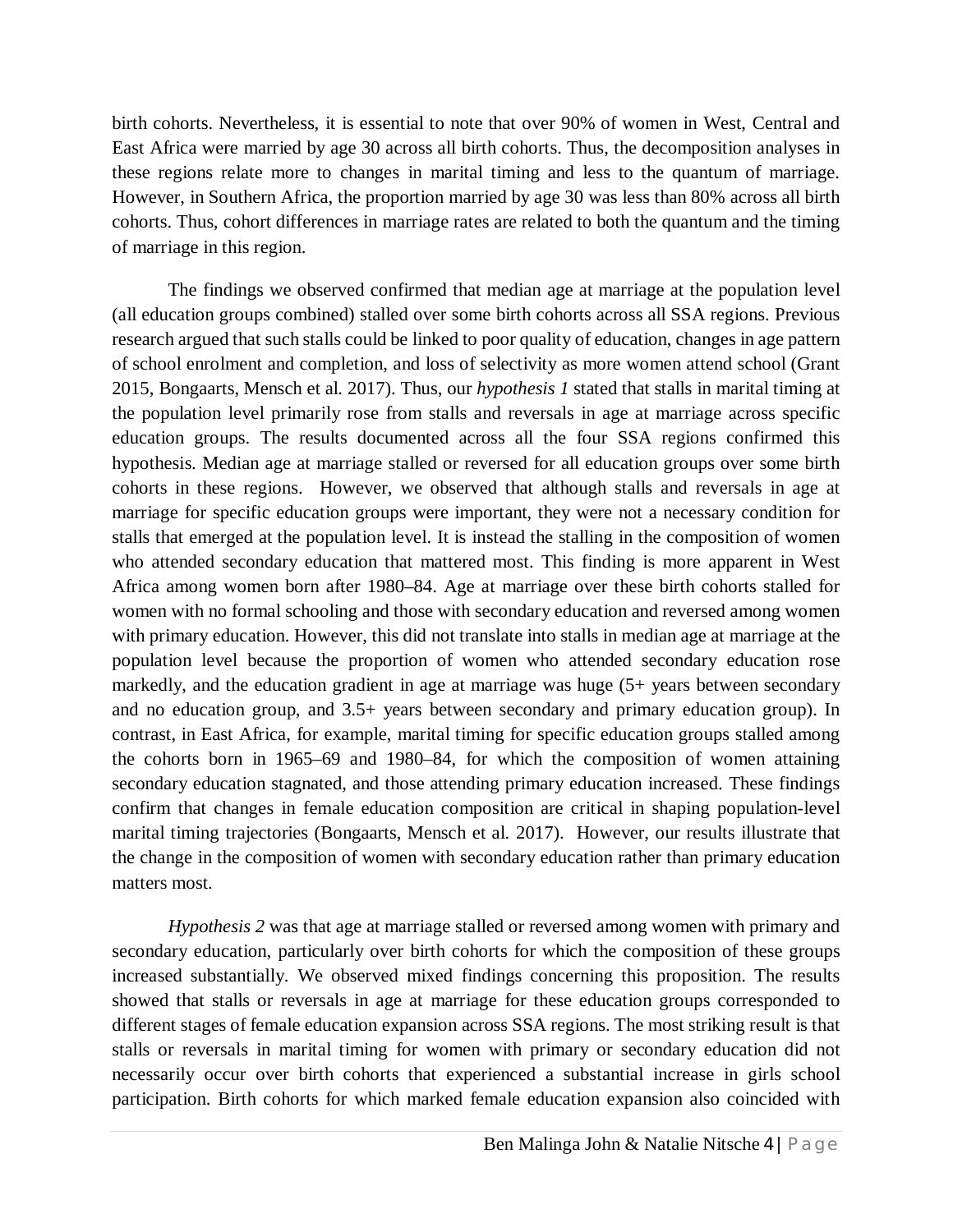birth cohorts. Nevertheless, it is essential to note that over 90% of women in West, Central and East Africa were married by age 30 across all birth cohorts. Thus, the decomposition analyses in these regions relate more to changes in marital timing and less to the quantum of marriage. However, in Southern Africa, the proportion married by age 30 was less than 80% across all birth cohorts. Thus, cohort differences in marriage rates are related to both the quantum and the timing of marriage in this region.

The findings we observed confirmed that median age at marriage at the population level (all education groups combined) stalled over some birth cohorts across all SSA regions. Previous research argued that such stalls could be linked to poor quality of education, changes in age pattern of school enrolment and completion, and loss of selectivity as more women attend school (Grant 2015, Bongaarts, Mensch et al. 2017). Thus, our *hypothesis 1* stated that stalls in marital timing at the population level primarily rose from stalls and reversals in age at marriage across specific education groups. The results documented across all the four SSA regions confirmed this hypothesis. Median age at marriage stalled or reversed for all education groups over some birth cohorts in these regions. However, we observed that although stalls and reversals in age at marriage for specific education groups were important, they were not a necessary condition for stalls that emerged at the population level. It is instead the stalling in the composition of women who attended secondary education that mattered most. This finding is more apparent in West Africa among women born after 1980–84. Age at marriage over these birth cohorts stalled for women with no formal schooling and those with secondary education and reversed among women with primary education. However, this did not translate into stalls in median age at marriage at the population level because the proportion of women who attended secondary education rose markedly, and the education gradient in age at marriage was huge (5+ years between secondary and no education group, and 3.5+ years between secondary and primary education group). In contrast, in East Africa, for example, marital timing for specific education groups stalled among the cohorts born in 1965–69 and 1980–84, for which the composition of women attaining secondary education stagnated, and those attending primary education increased. These findings confirm that changes in female education composition are critical in shaping population-level marital timing trajectories (Bongaarts, Mensch et al. 2017). However, our results illustrate that the change in the composition of women with secondary education rather than primary education matters most.

*Hypothesis 2* was that age at marriage stalled or reversed among women with primary and secondary education, particularly over birth cohorts for which the composition of these groups increased substantially. We observed mixed findings concerning this proposition. The results showed that stalls or reversals in age at marriage for these education groups corresponded to different stages of female education expansion across SSA regions. The most striking result is that stalls or reversals in marital timing for women with primary or secondary education did not necessarily occur over birth cohorts that experienced a substantial increase in girls school participation. Birth cohorts for which marked female education expansion also coincided with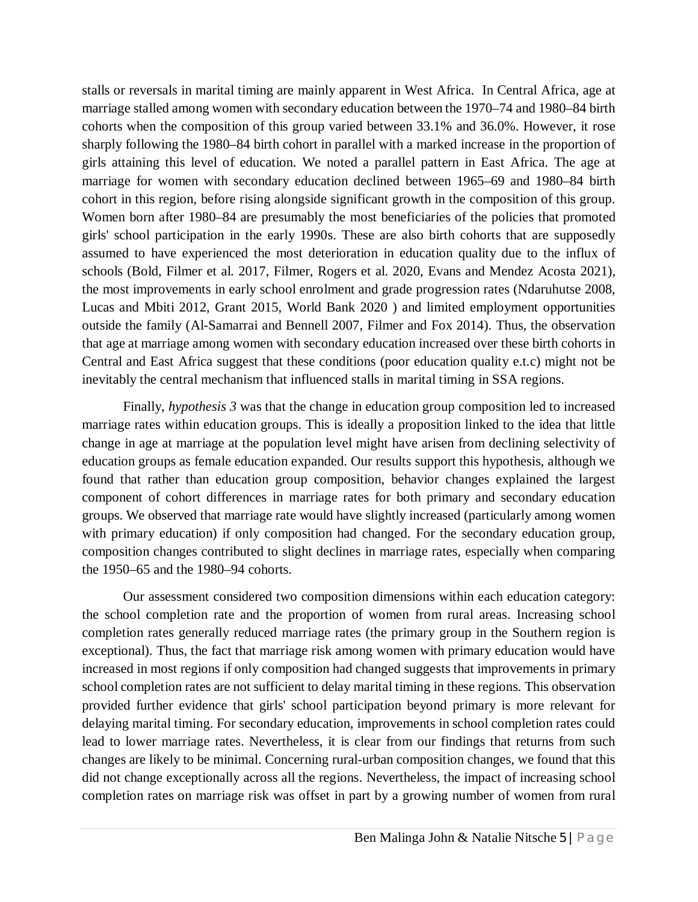stalls or reversals in marital timing are mainly apparent in West Africa. In Central Africa, age at marriage stalled among women with secondary education between the 1970–74 and 1980–84 birth cohorts when the composition of this group varied between 33.1% and 36.0%. However, it rose sharply following the 1980–84 birth cohort in parallel with a marked increase in the proportion of girls attaining this level of education. We noted a parallel pattern in East Africa. The age at marriage for women with secondary education declined between 1965–69 and 1980–84 birth cohort in this region, before rising alongside significant growth in the composition of this group. Women born after 1980–84 are presumably the most beneficiaries of the policies that promoted girls' school participation in the early 1990s. These are also birth cohorts that are supposedly assumed to have experienced the most deterioration in education quality due to the influx of schools (Bold, Filmer et al. 2017, Filmer, Rogers et al. 2020, Evans and Mendez Acosta 2021), the most improvements in early school enrolment and grade progression rates (Ndaruhutse 2008, Lucas and Mbiti 2012, Grant 2015, World Bank 2020 ) and limited employment opportunities outside the family (Al-Samarrai and Bennell 2007, Filmer and Fox 2014). Thus, the observation that age at marriage among women with secondary education increased over these birth cohorts in Central and East Africa suggest that these conditions (poor education quality e.t.c) might not be inevitably the central mechanism that influenced stalls in marital timing in SSA regions.

Finally, *hypothesis 3* was that the change in education group composition led to increased marriage rates within education groups. This is ideally a proposition linked to the idea that little change in age at marriage at the population level might have arisen from declining selectivity of education groups as female education expanded. Our results support this hypothesis, although we found that rather than education group composition, behavior changes explained the largest component of cohort differences in marriage rates for both primary and secondary education groups. We observed that marriage rate would have slightly increased (particularly among women with primary education) if only composition had changed. For the secondary education group, composition changes contributed to slight declines in marriage rates, especially when comparing the 1950–65 and the 1980–94 cohorts.

Our assessment considered two composition dimensions within each education category: the school completion rate and the proportion of women from rural areas. Increasing school completion rates generally reduced marriage rates (the primary group in the Southern region is exceptional). Thus, the fact that marriage risk among women with primary education would have increased in most regions if only composition had changed suggests that improvements in primary school completion rates are not sufficient to delay marital timing in these regions. This observation provided further evidence that girls' school participation beyond primary is more relevant for delaying marital timing. For secondary education, improvements in school completion rates could lead to lower marriage rates. Nevertheless, it is clear from our findings that returns from such changes are likely to be minimal. Concerning rural-urban composition changes, we found that this did not change exceptionally across all the regions. Nevertheless, the impact of increasing school completion rates on marriage risk was offset in part by a growing number of women from rural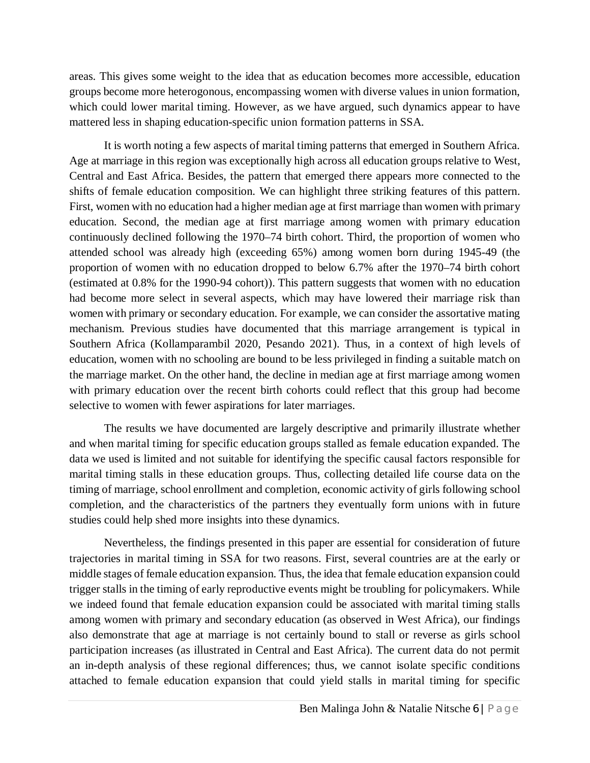areas. This gives some weight to the idea that as education becomes more accessible, education groups become more heterogonous, encompassing women with diverse values in union formation, which could lower marital timing. However, as we have argued, such dynamics appear to have mattered less in shaping education-specific union formation patterns in SSA.

It is worth noting a few aspects of marital timing patterns that emerged in Southern Africa. Age at marriage in this region was exceptionally high across all education groups relative to West, Central and East Africa. Besides, the pattern that emerged there appears more connected to the shifts of female education composition. We can highlight three striking features of this pattern. First, women with no education had a higher median age at first marriage than women with primary education. Second, the median age at first marriage among women with primary education continuously declined following the 1970–74 birth cohort. Third, the proportion of women who attended school was already high (exceeding 65%) among women born during 1945-49 (the proportion of women with no education dropped to below 6.7% after the 1970–74 birth cohort (estimated at 0.8% for the 1990-94 cohort)). This pattern suggests that women with no education had become more select in several aspects, which may have lowered their marriage risk than women with primary or secondary education. For example, we can consider the assortative mating mechanism. Previous studies have documented that this marriage arrangement is typical in Southern Africa (Kollamparambil 2020, Pesando 2021). Thus, in a context of high levels of education, women with no schooling are bound to be less privileged in finding a suitable match on the marriage market. On the other hand, the decline in median age at first marriage among women with primary education over the recent birth cohorts could reflect that this group had become selective to women with fewer aspirations for later marriages.

The results we have documented are largely descriptive and primarily illustrate whether and when marital timing for specific education groups stalled as female education expanded. The data we used is limited and not suitable for identifying the specific causal factors responsible for marital timing stalls in these education groups. Thus, collecting detailed life course data on the timing of marriage, school enrollment and completion, economic activity of girls following school completion, and the characteristics of the partners they eventually form unions with in future studies could help shed more insights into these dynamics.

Nevertheless, the findings presented in this paper are essential for consideration of future trajectories in marital timing in SSA for two reasons. First, several countries are at the early or middle stages of female education expansion. Thus, the idea that female education expansion could trigger stalls in the timing of early reproductive events might be troubling for policymakers. While we indeed found that female education expansion could be associated with marital timing stalls among women with primary and secondary education (as observed in West Africa), our findings also demonstrate that age at marriage is not certainly bound to stall or reverse as girls school participation increases (as illustrated in Central and East Africa). The current data do not permit an in-depth analysis of these regional differences; thus, we cannot isolate specific conditions attached to female education expansion that could yield stalls in marital timing for specific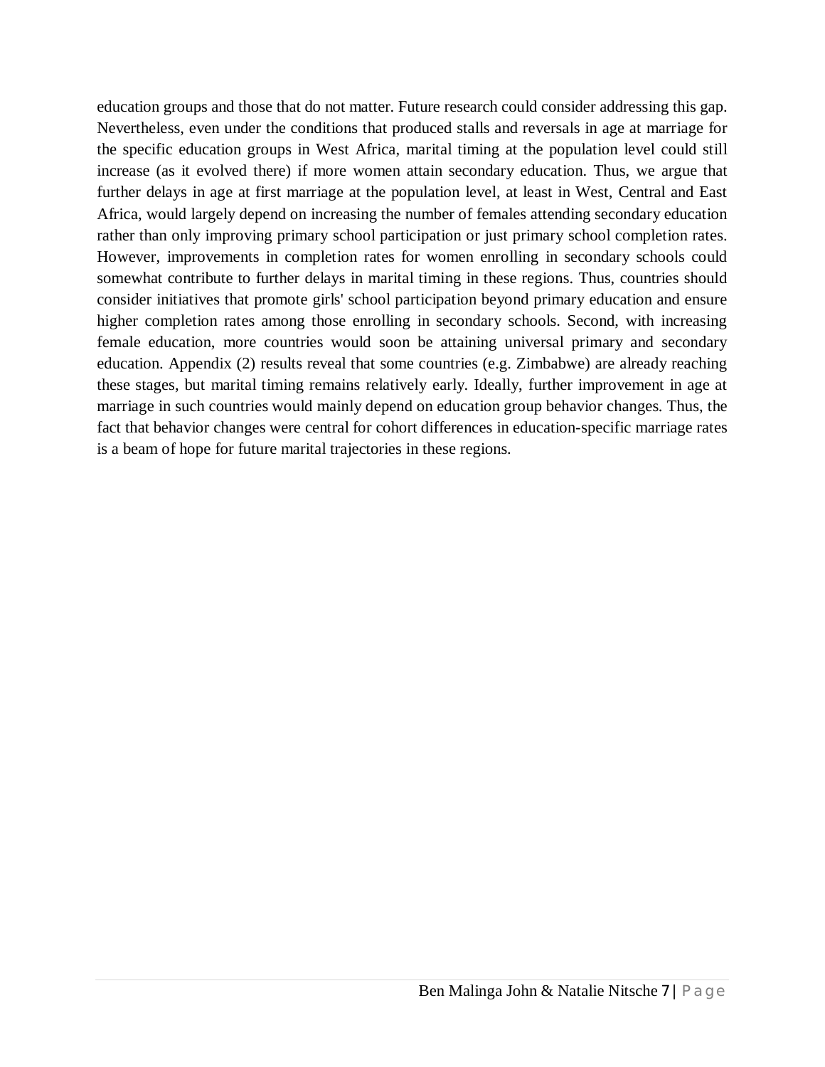education groups and those that do not matter. Future research could consider addressing this gap. Nevertheless, even under the conditions that produced stalls and reversals in age at marriage for the specific education groups in West Africa, marital timing at the population level could still increase (as it evolved there) if more women attain secondary education. Thus, we argue that further delays in age at first marriage at the population level, at least in West, Central and East Africa, would largely depend on increasing the number of females attending secondary education rather than only improving primary school participation or just primary school completion rates. However, improvements in completion rates for women enrolling in secondary schools could somewhat contribute to further delays in marital timing in these regions. Thus, countries should consider initiatives that promote girls' school participation beyond primary education and ensure higher completion rates among those enrolling in secondary schools. Second, with increasing female education, more countries would soon be attaining universal primary and secondary education. Appendix (2) results reveal that some countries (e.g. Zimbabwe) are already reaching these stages, but marital timing remains relatively early. Ideally, further improvement in age at marriage in such countries would mainly depend on education group behavior changes. Thus, the fact that behavior changes were central for cohort differences in education-specific marriage rates is a beam of hope for future marital trajectories in these regions.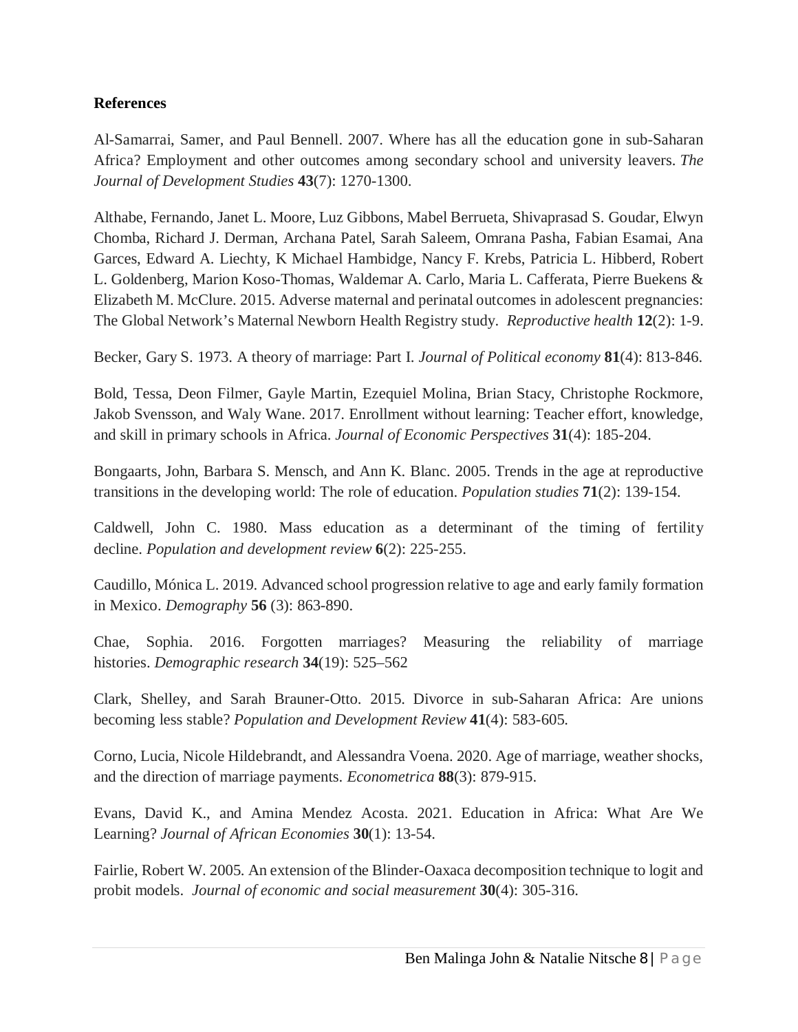**References**

Al-Samarrai, Samer, and Paul Bennell. 2007. Where has all the education gone in sub-Saharan Africa? Employment and other outcomes among secondary school and university leavers. *The Journal of Development Studies* **43**(7): 1270-1300.

Althabe, Fernando, Janet L. Moore, Luz Gibbons, Mabel Berrueta, Shivaprasad S. Goudar, Elwyn Chomba, Richard J. Derman, Archana Patel, Sarah Saleem, Omrana Pasha, Fabian Esamai, Ana Garces, Edward A. Liechty, K Michael Hambidge, Nancy F. Krebs, Patricia L. Hibberd, Robert L. Goldenberg, Marion Koso-Thomas, Waldemar A. Carlo, Maria L. Cafferata, Pierre Buekens & Elizabeth M. McClure. 2015. Adverse maternal and perinatal outcomes in adolescent pregnancies: The Global Network's Maternal Newborn Health Registry study. *Reproductive health* **12**(2): 1-9.

Becker, Gary S. 1973. A theory of marriage: Part I. *Journal of Political economy* **81**(4): 813-846.

Bold, Tessa, Deon Filmer, Gayle Martin, Ezequiel Molina, Brian Stacy, Christophe Rockmore, Jakob Svensson, and Waly Wane. 2017. Enrollment without learning: Teacher effort, knowledge, and skill in primary schools in Africa. *Journal of Economic Perspectives* **31**(4): 185-204.

Bongaarts, John, Barbara S. Mensch, and Ann K. Blanc. 2005. Trends in the age at reproductive transitions in the developing world: The role of education. *Population studies* **71**(2): 139-154.

Caldwell, John C. 1980. Mass education as a determinant of the timing of fertility decline. *Population and development review* **6**(2): 225-255.

Caudillo, Mónica L. 2019. Advanced school progression relative to age and early family formation in Mexico. *Demography* **56** (3): 863-890.

Chae, Sophia. 2016. Forgotten marriages? Measuring the reliability of marriage histories. *Demographic research* **34**(19): 525–562

Clark, Shelley, and Sarah Brauner-Otto. 2015. Divorce in sub-Saharan Africa: Are unions becoming less stable? *Population and Development Review* **41**(4): 583-605.

Corno, Lucia, Nicole Hildebrandt, and Alessandra Voena. 2020. Age of marriage, weather shocks, and the direction of marriage payments. *Econometrica* **88**(3): 879-915.

Evans, David K., and Amina Mendez Acosta. 2021. Education in Africa: What Are We Learning? *Journal of African Economies* **30**(1): 13-54.

Fairlie, Robert W. 2005. An extension of the Blinder-Oaxaca decomposition technique to logit and probit models. *Journal of economic and social measurement* **30**(4): 305-316.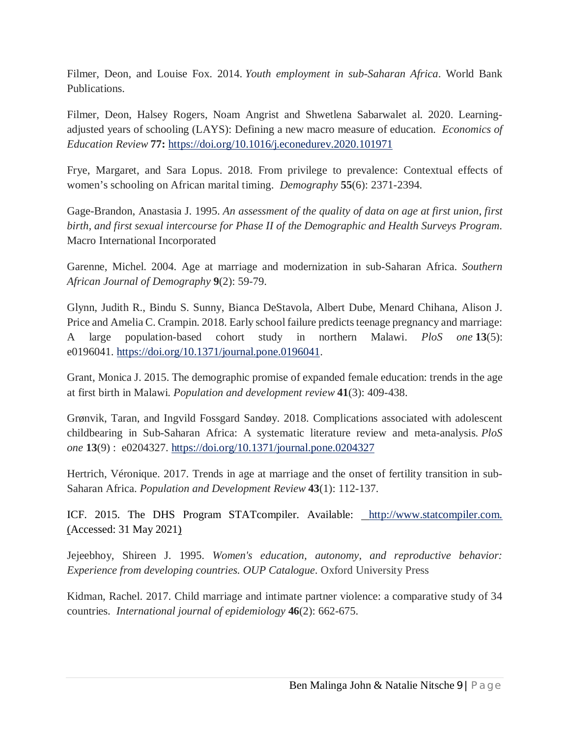Filmer, Deon, and Louise Fox. 2014. *Youth employment in sub-Saharan Africa*. World Bank Publications.

Filmer, Deon, Halsey Rogers, Noam Angrist and Shwetlena Sabarwalet al. 2020. Learning-adjusted years of schooling (LAYS): Defining a new macro measure of education. *Economics of Education Review* **77:** https://doi.org/10.1016/j.econedurev.2020.101971

Frye, Margaret, and Sara Lopus. 2018. From privilege to prevalence: Contextual effects of women's schooling on African marital timing. *Demography* **55**(6): 2371-2394.

Gage-Brandon, Anastasia J. 1995. *An assessment of the quality of data on age at first union, first birth, and first sexual intercourse for Phase II of the Demographic and Health Surveys Program*. Macro International Incorporated

Garenne, Michel. 2004. Age at marriage and modernization in sub-Saharan Africa. *Southern African Journal of Demography* **9**(2): 59-79.

Glynn, Judith R., Bindu S. Sunny, Bianca DeStavola, Albert Dube, Menard Chihana, Alison J. Price and Amelia C. Crampin. 2018. Early school failure predicts teenage pregnancy and marriage: A large population-based cohort study in northern Malawi. *PloS one* **13**(5): e0196041. https://doi.org/10.1371/journal.pone.0196041.

Grant, Monica J. 2015. The demographic promise of expanded female education: trends in the age at first birth in Malawi. *Population and development review* **41**(3): 409-438.

Grønvik, Taran, and Ingvild Fossgard Sandøy. 2018. Complications associated with adolescent childbearing in Sub-Saharan Africa: A systematic literature review and meta-analysis. *PloS one* **13**(9) : e0204327. https://doi.org/10.1371/journal.pone.0204327

Hertrich, Véronique. 2017. Trends in age at marriage and the onset of fertility transition in sub-Saharan Africa. *Population and Development Review* **43**(1): 112-137.

ICF. 2015. The DHS Program STATcompiler. Available: http://www.statcompiler.com. (Accessed: 31 May 2021)

Jejeebhoy, Shireen J. 1995. *Women's education, autonomy, and reproductive behavior: Experience from developing countries. OUP Catalogue*. Oxford University Press

Kidman, Rachel. 2017. Child marriage and intimate partner violence: a comparative study of 34 countries. *International journal of epidemiology* **46**(2): 662-675.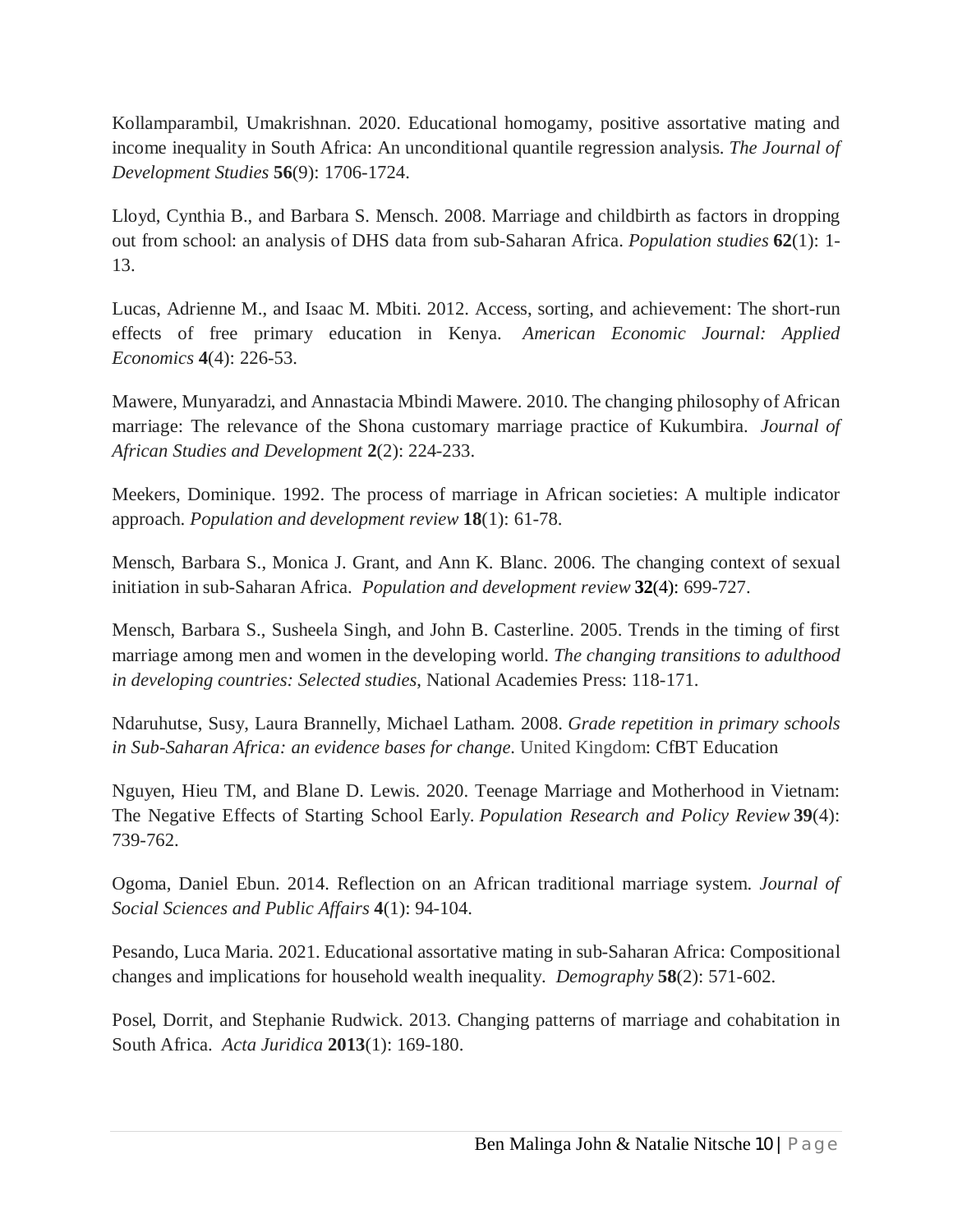Kollamparambil, Umakrishnan. 2020. Educational homogamy, positive assortative mating and income inequality in South Africa: An unconditional quantile regression analysis. *The Journal of Development Studies* **56**(9): 1706-1724.

Lloyd, Cynthia B., and Barbara S. Mensch. 2008. Marriage and childbirth as factors in dropping out from school: an analysis of DHS data from sub-Saharan Africa. *Population studies* **62**(1): 1-13.

Lucas, Adrienne M., and Isaac M. Mbiti. 2012. Access, sorting, and achievement: The short-run effects of free primary education in Kenya. *American Economic Journal: Applied Economics* **4**(4): 226-53.

Mawere, Munyaradzi, and Annastacia Mbindi Mawere. 2010. The changing philosophy of African marriage: The relevance of the Shona customary marriage practice of Kukumbira. *Journal of African Studies and Development* **2**(2): 224-233.

Meekers, Dominique. 1992. The process of marriage in African societies: A multiple indicator approach. *Population and development review* **18**(1): 61-78.

Mensch, Barbara S., Monica J. Grant, and Ann K. Blanc. 2006. The changing context of sexual initiation in sub-Saharan Africa. *Population and development review* **32**(4): 699-727.

Mensch, Barbara S., Susheela Singh, and John B. Casterline. 2005. Trends in the timing of first marriage among men and women in the developing world. *The changing transitions to adulthood in developing countries: Selected studies*, National Academies Press: 118-171.

Ndaruhutse, Susy, Laura Brannelly, Michael Latham. 2008. *Grade repetition in primary schools in Sub-Saharan Africa: an evidence bases for change.* United Kingdom: CfBT Education

Nguyen, Hieu TM, and Blane D. Lewis. 2020. Teenage Marriage and Motherhood in Vietnam: The Negative Effects of Starting School Early. *Population Research and Policy Review* **39**(4): 739-762.

Ogoma, Daniel Ebun. 2014. Reflection on an African traditional marriage system. *Journal of Social Sciences and Public Affairs* **4**(1): 94-104.

Pesando, Luca Maria. 2021. Educational assortative mating in sub-Saharan Africa: Compositional changes and implications for household wealth inequality. *Demography* **58**(2): 571-602.

Posel, Dorrit, and Stephanie Rudwick. 2013. Changing patterns of marriage and cohabitation in South Africa. *Acta Juridica* **2013**(1): 169-180.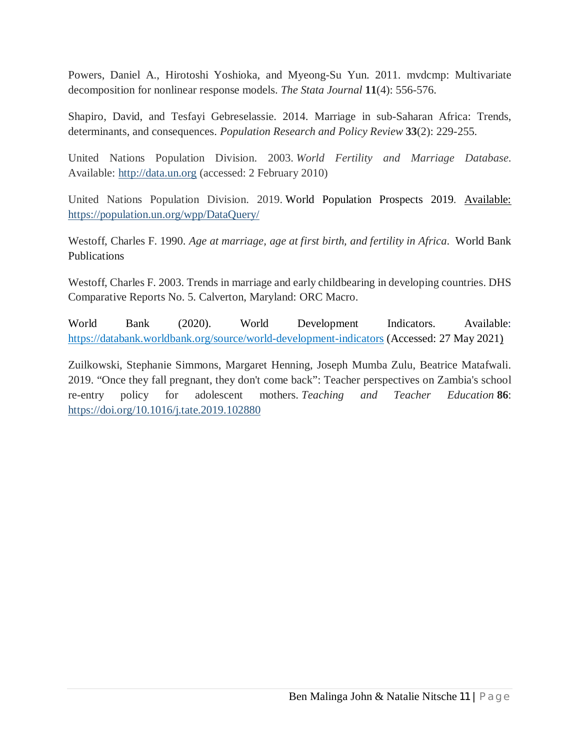Powers, Daniel A., Hirotoshi Yoshioka, and Myeong-Su Yun. 2011. mvdcmp: Multivariate decomposition for nonlinear response models. *The Stata Journal* **11**(4): 556-576.

Shapiro, David, and Tesfayi Gebreselassie. 2014. Marriage in sub-Saharan Africa: Trends, determinants, and consequences. *Population Research and Policy Review* **33**(2): 229-255.

United Nations Population Division. 2003. *World Fertility and Marriage Database*. Available: http://data.un.org (accessed: 2 February 2010)

United Nations Population Division. 2019. World Population Prospects 2019. Available: https://population.un.org/wpp/DataQuery/

Westoff, Charles F. 1990. *Age at marriage, age at first birth, and fertility in Africa*. World Bank Publications

Westoff, Charles F. 2003. Trends in marriage and early childbearing in developing countries. DHS Comparative Reports No. 5. Calverton, Maryland: ORC Macro.

World Bank (2020). World Development Indicators. Available: https://databank.worldbank.org/source/world-development-indicators (Accessed: 27 May 2021)

Zuilkowski, Stephanie Simmons, Margaret Henning, Joseph Mumba Zulu, Beatrice Matafwali. 2019. "Once they fall pregnant, they don't come back": Teacher perspectives on Zambia's school re-entry policy for adolescent mothers. *Teaching and Teacher Education* **86**: https://doi.org/10.1016/j.tate.2019.102880